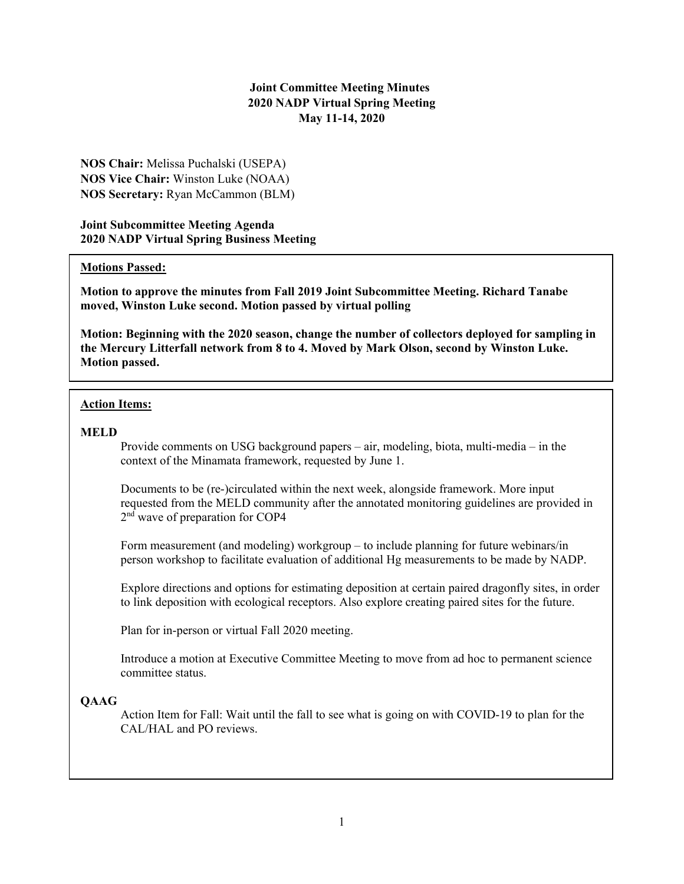# Joint Committee Meeting Minutes
## 2020 NADP Virtual Spring Meeting
## May 11-14, 2020

**NOS Chair:** Melissa Puchalski (USEPA)
**NOS Vice Chair:** Winston Luke (NOAA)
**NOS Secretary:** Ryan McCammon (BLM)

**Joint Subcommittee Meeting Agenda**
**2020 NADP Virtual Spring Business Meeting**

**Motions Passed:**

**Motion to approve the minutes from Fall 2019 Joint Subcommittee Meeting. Richard Tanabe moved, Winston Luke second. Motion passed by virtual polling**

**Motion: Beginning with the 2020 season, change the number of collectors deployed for sampling in the Mercury Litterfall network from 8 to 4. Moved by Mark Olson, second by Winston Luke. Motion passed.**

**Action Items:**

**MELD**

Provide comments on USG background papers – air, modeling, biota, multi-media – in the context of the Minamata framework, requested by June 1.

Documents to be (re-)circulated within the next week, alongside framework. More input requested from the MELD community after the annotated monitoring guidelines are provided in 2nd wave of preparation for COP4

Form measurement (and modeling) workgroup – to include planning for future webinars/in person workshop to facilitate evaluation of additional Hg measurements to be made by NADP.

Explore directions and options for estimating deposition at certain paired dragonfly sites, in order to link deposition with ecological receptors. Also explore creating paired sites for the future.

Plan for in-person or virtual Fall 2020 meeting.

Introduce a motion at Executive Committee Meeting to move from ad hoc to permanent science committee status.

**QAAG**

Action Item for Fall: Wait until the fall to see what is going on with COVID-19 to plan for the CAL/HAL and PO reviews.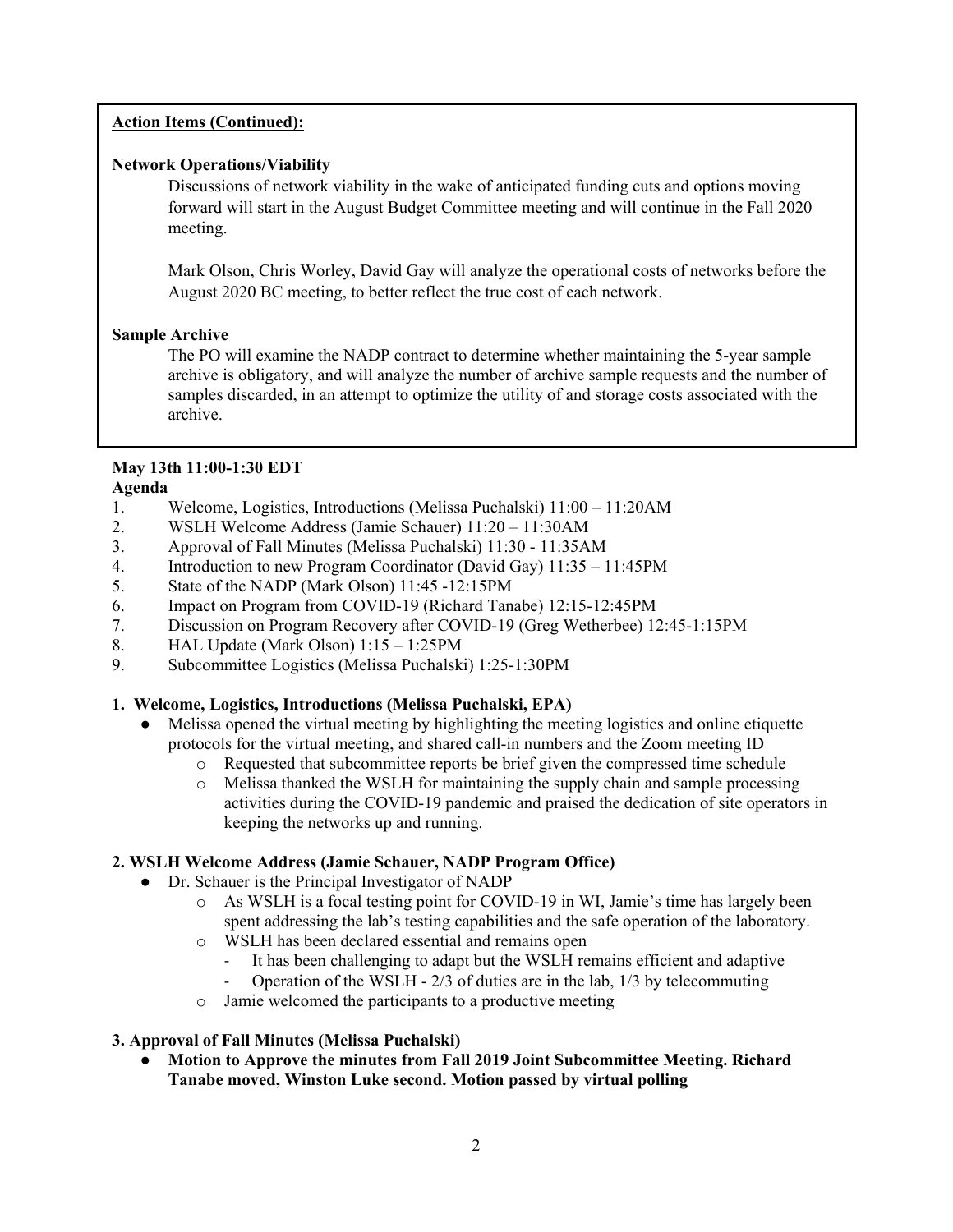**Action Items (Continued):**

**Network Operations/Viability**

Discussions of network viability in the wake of anticipated funding cuts and options moving forward will start in the August Budget Committee meeting and will continue in the Fall 2020 meeting.

Mark Olson, Chris Worley, David Gay will analyze the operational costs of networks before the August 2020 BC meeting, to better reflect the true cost of each network.

**Sample Archive**

The PO will examine the NADP contract to determine whether maintaining the 5-year sample archive is obligatory, and will analyze the number of archive sample requests and the number of samples discarded, in an attempt to optimize the utility of and storage costs associated with the archive.

**May 13th 11:00-1:30 EDT**

**Agenda**

1. Welcome, Logistics, Introductions (Melissa Puchalski) 11:00 – 11:20AM
2. WSLH Welcome Address (Jamie Schauer) 11:20 – 11:30AM
3. Approval of Fall Minutes (Melissa Puchalski) 11:30 - 11:35AM
4. Introduction to new Program Coordinator (David Gay) 11:35 – 11:45PM
5. State of the NADP (Mark Olson) 11:45 -12:15PM
6. Impact on Program from COVID-19 (Richard Tanabe) 12:15-12:45PM
7. Discussion on Program Recovery after COVID-19 (Greg Wetherbee) 12:45-1:15PM
8. HAL Update (Mark Olson) 1:15 – 1:25PM
9. Subcommittee Logistics (Melissa Puchalski) 1:25-1:30PM

**1. Welcome, Logistics, Introductions (Melissa Puchalski, EPA)**

- Melissa opened the virtual meeting by highlighting the meeting logistics and online etiquette protocols for the virtual meeting, and shared call-in numbers and the Zoom meeting ID
  - Requested that subcommittee reports be brief given the compressed time schedule
  - Melissa thanked the WSLH for maintaining the supply chain and sample processing activities during the COVID-19 pandemic and praised the dedication of site operators in keeping the networks up and running.

**2. WSLH Welcome Address (Jamie Schauer, NADP Program Office)**

- Dr. Schauer is the Principal Investigator of NADP
  - As WSLH is a focal testing point for COVID-19 in WI, Jamie's time has largely been spent addressing the lab's testing capabilities and the safe operation of the laboratory.
  - WSLH has been declared essential and remains open
    - It has been challenging to adapt but the WSLH remains efficient and adaptive
    - Operation of the WSLH - 2/3 of duties are in the lab, 1/3 by telecommuting
  - Jamie welcomed the participants to a productive meeting

**3. Approval of Fall Minutes (Melissa Puchalski)**

- **Motion to Approve the minutes from Fall 2019 Joint Subcommittee Meeting. Richard Tanabe moved, Winston Luke second. Motion passed by virtual polling**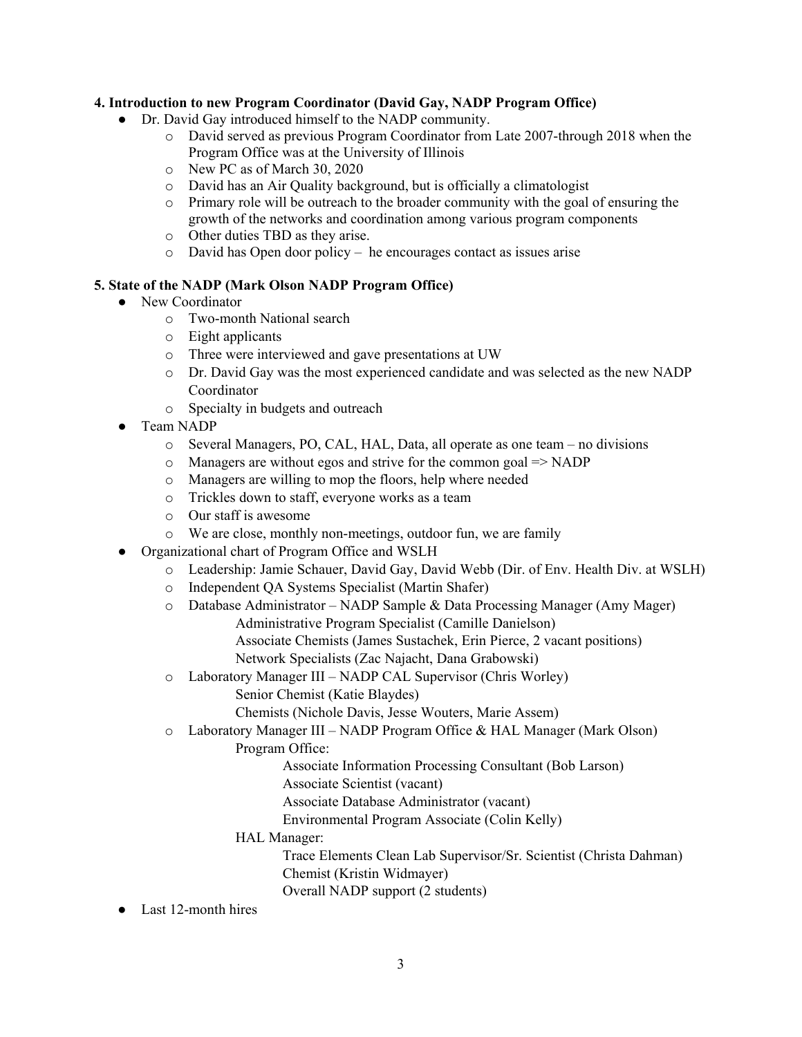**4. Introduction to new Program Coordinator (David Gay, NADP Program Office)**

- Dr. David Gay introduced himself to the NADP community.
    - David served as previous Program Coordinator from Late 2007-through 2018 when the Program Office was at the University of Illinois
    - New PC as of March 30, 2020
    - David has an Air Quality background, but is officially a climatologist
    - Primary role will be outreach to the broader community with the goal of ensuring the growth of the networks and coordination among various program components
    - Other duties TBD as they arise.
    - David has Open door policy – he encourages contact as issues arise

**5. State of the NADP (Mark Olson NADP Program Office)**

- New Coordinator
    - Two-month National search
    - Eight applicants
    - Three were interviewed and gave presentations at UW
    - Dr. David Gay was the most experienced candidate and was selected as the new NADP Coordinator
    - Specialty in budgets and outreach
- Team NADP
    - Several Managers, PO, CAL, HAL, Data, all operate as one team – no divisions
    - Managers are without egos and strive for the common goal => NADP
    - Managers are willing to mop the floors, help where needed
    - Trickles down to staff, everyone works as a team
    - Our staff is awesome
    - We are close, monthly non-meetings, outdoor fun, we are family
- Organizational chart of Program Office and WSLH
    - Leadership: Jamie Schauer, David Gay, David Webb (Dir. of Env. Health Div. at WSLH)
    - Independent QA Systems Specialist (Martin Shafer)
    - Database Administrator – NADP Sample & Data Processing Manager (Amy Mager)
        - Administrative Program Specialist (Camille Danielson)
        - Associate Chemists (James Sustachek, Erin Pierce, 2 vacant positions)
        - Network Specialists (Zac Najacht, Dana Grabowski)
    - Laboratory Manager III – NADP CAL Supervisor (Chris Worley)
        - Senior Chemist (Katie Blaydes)
        - Chemists (Nichole Davis, Jesse Wouters, Marie Assem)
    - Laboratory Manager III – NADP Program Office & HAL Manager (Mark Olson)
        - Program Office:
            - Associate Information Processing Consultant (Bob Larson)
            - Associate Scientist (vacant)
            - Associate Database Administrator (vacant)
            - Environmental Program Associate (Colin Kelly)
        - HAL Manager:
            - Trace Elements Clean Lab Supervisor/Sr. Scientist (Christa Dahman)
            - Chemist (Kristin Widmayer)
            - Overall NADP support (2 students)
- Last 12-month hires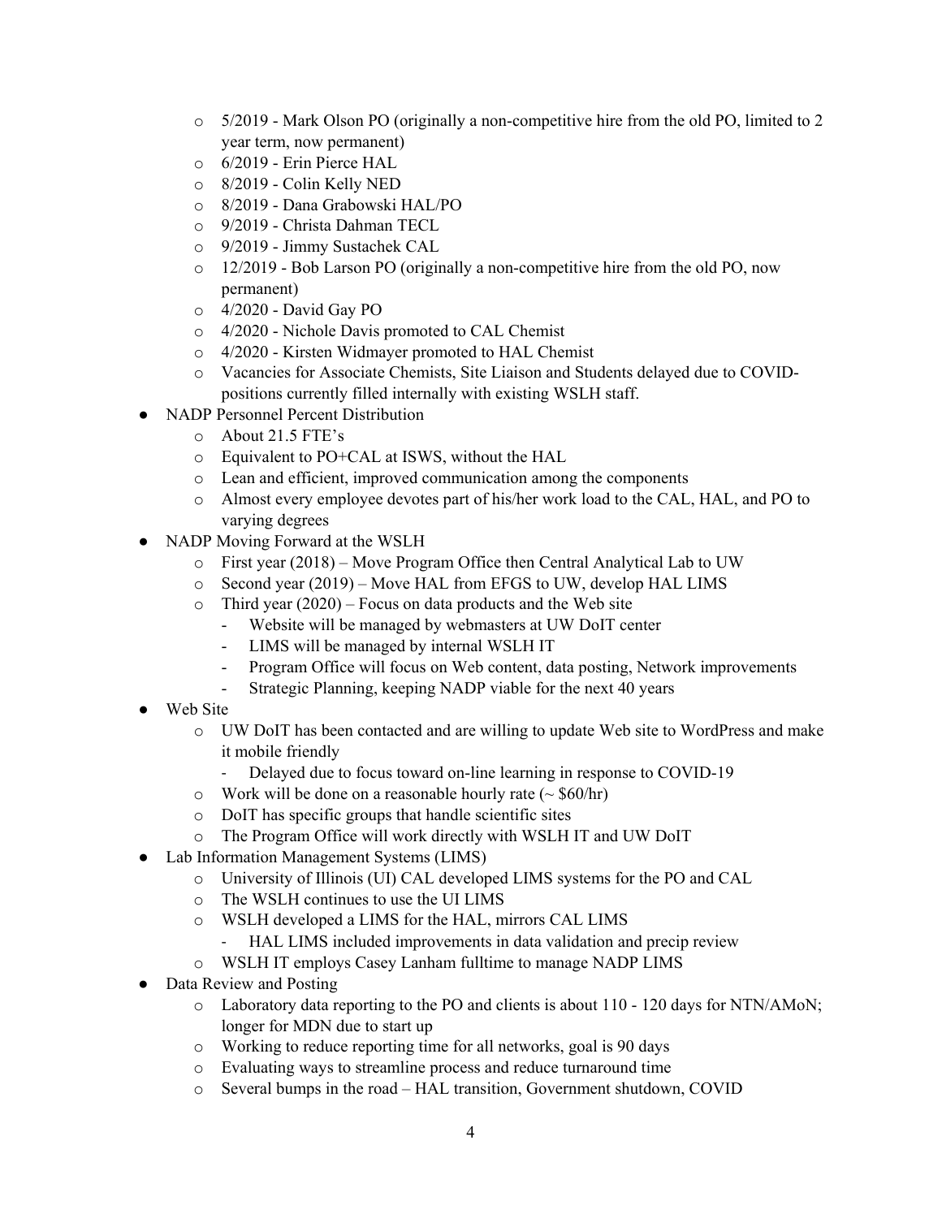- 5/2019 - Mark Olson PO (originally a non-competitive hire from the old PO, limited to 2 year term, now permanent)
  - 6/2019 - Erin Pierce HAL
  - 8/2019 - Colin Kelly NED
  - 8/2019 - Dana Grabowski HAL/PO
  - 9/2019 - Christa Dahman TECL
  - 9/2019 - Jimmy Sustachek CAL
  - 12/2019 - Bob Larson PO (originally a non-competitive hire from the old PO, now permanent)
  - 4/2020 - David Gay PO
  - 4/2020 - Nichole Davis promoted to CAL Chemist
  - 4/2020 - Kirsten Widmayer promoted to HAL Chemist
  - Vacancies for Associate Chemists, Site Liaison and Students delayed due to COVID- positions currently filled internally with existing WSLH staff.
- NADP Personnel Percent Distribution
  - About 21.5 FTE's
  - Equivalent to PO+CAL at ISWS, without the HAL
  - Lean and efficient, improved communication among the components
  - Almost every employee devotes part of his/her work load to the CAL, HAL, and PO to varying degrees
- NADP Moving Forward at the WSLH
  - First year (2018) – Move Program Office then Central Analytical Lab to UW
  - Second year (2019) – Move HAL from EFGS to UW, develop HAL LIMS
  - Third year (2020) – Focus on data products and the Web site
    - Website will be managed by webmasters at UW DoIT center
    - LIMS will be managed by internal WSLH IT
    - Program Office will focus on Web content, data posting, Network improvements
    - Strategic Planning, keeping NADP viable for the next 40 years
- Web Site
  - UW DoIT has been contacted and are willing to update Web site to WordPress and make it mobile friendly
    - Delayed due to focus toward on-line learning in response to COVID-19
  - Work will be done on a reasonable hourly rate (~ $60/hr)
  - DoIT has specific groups that handle scientific sites
  - The Program Office will work directly with WSLH IT and UW DoIT
- Lab Information Management Systems (LIMS)
  - University of Illinois (UI) CAL developed LIMS systems for the PO and CAL
  - The WSLH continues to use the UI LIMS
  - WSLH developed a LIMS for the HAL, mirrors CAL LIMS
    - HAL LIMS included improvements in data validation and precip review
  - WSLH IT employs Casey Lanham fulltime to manage NADP LIMS
- Data Review and Posting
  - Laboratory data reporting to the PO and clients is about 110 - 120 days for NTN/AMoN; longer for MDN due to start up
  - Working to reduce reporting time for all networks, goal is 90 days
  - Evaluating ways to streamline process and reduce turnaround time
  - Several bumps in the road – HAL transition, Government shutdown, COVID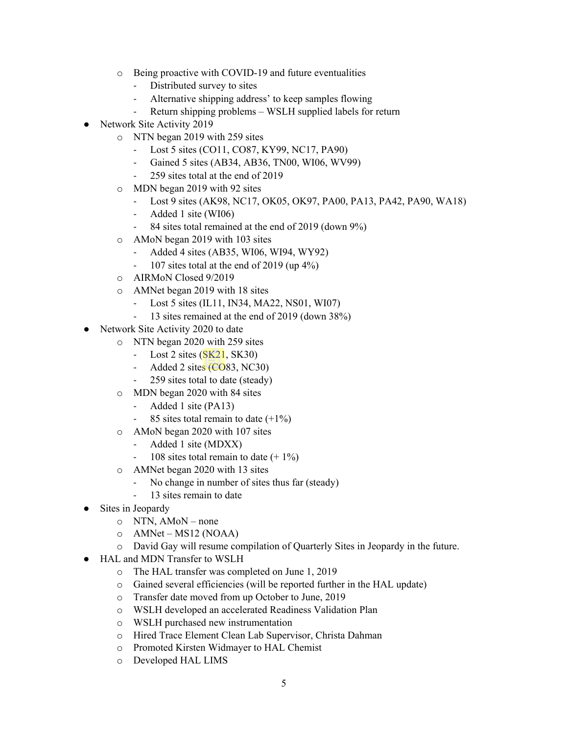- Being proactive with COVID-19 and future eventualities
  - Distributed survey to sites
  - Alternative shipping address' to keep samples flowing
  - Return shipping problems – WSLH supplied labels for return
- Network Site Activity 2019
  - NTN began 2019 with 259 sites
    - Lost 5 sites (CO11, CO87, KY99, NC17, PA90)
    - Gained 5 sites (AB34, AB36, TN00, WI06, WV99)
    - 259 sites total at the end of 2019
  - MDN began 2019 with 92 sites
    - Lost 9 sites (AK98, NC17, OK05, OK97, PA00, PA13, PA42, PA90, WA18)
    - Added 1 site (WI06)
    - 84 sites total remained at the end of 2019 (down 9%)
  - AMoN began 2019 with 103 sites
    - Added 4 sites (AB35, WI06, WI94, WY92)
    - 107 sites total at the end of 2019 (up 4%)
  - AIRMoN Closed 9/2019
  - AMNet began 2019 with 18 sites
    - Lost 5 sites (IL11, IN34, MA22, NS01, WI07)
    - 13 sites remained at the end of 2019 (down 38%)
- Network Site Activity 2020 to date
  - NTN began 2020 with 259 sites
    - Lost 2 sites (SK21, SK30)
    - Added 2 sites (CO83, NC30)
    - 259 sites total to date (steady)
  - MDN began 2020 with 84 sites
    - Added 1 site (PA13)
    - 85 sites total remain to date (+1%)
  - AMoN began 2020 with 107 sites
    - Added 1 site (MDXX)
    - 108 sites total remain to date (+ 1%)
  - AMNet began 2020 with 13 sites
    - No change in number of sites thus far (steady)
    - 13 sites remain to date
- Sites in Jeopardy
  - NTN, AMoN – none
  - AMNet – MS12 (NOAA)
  - David Gay will resume compilation of Quarterly Sites in Jeopardy in the future.
- HAL and MDN Transfer to WSLH
  - The HAL transfer was completed on June 1, 2019
  - Gained several efficiencies (will be reported further in the HAL update)
  - Transfer date moved from up October to June, 2019
  - WSLH developed an accelerated Readiness Validation Plan
  - WSLH purchased new instrumentation
  - Hired Trace Element Clean Lab Supervisor, Christa Dahman
  - Promoted Kirsten Widmayer to HAL Chemist
  - Developed HAL LIMS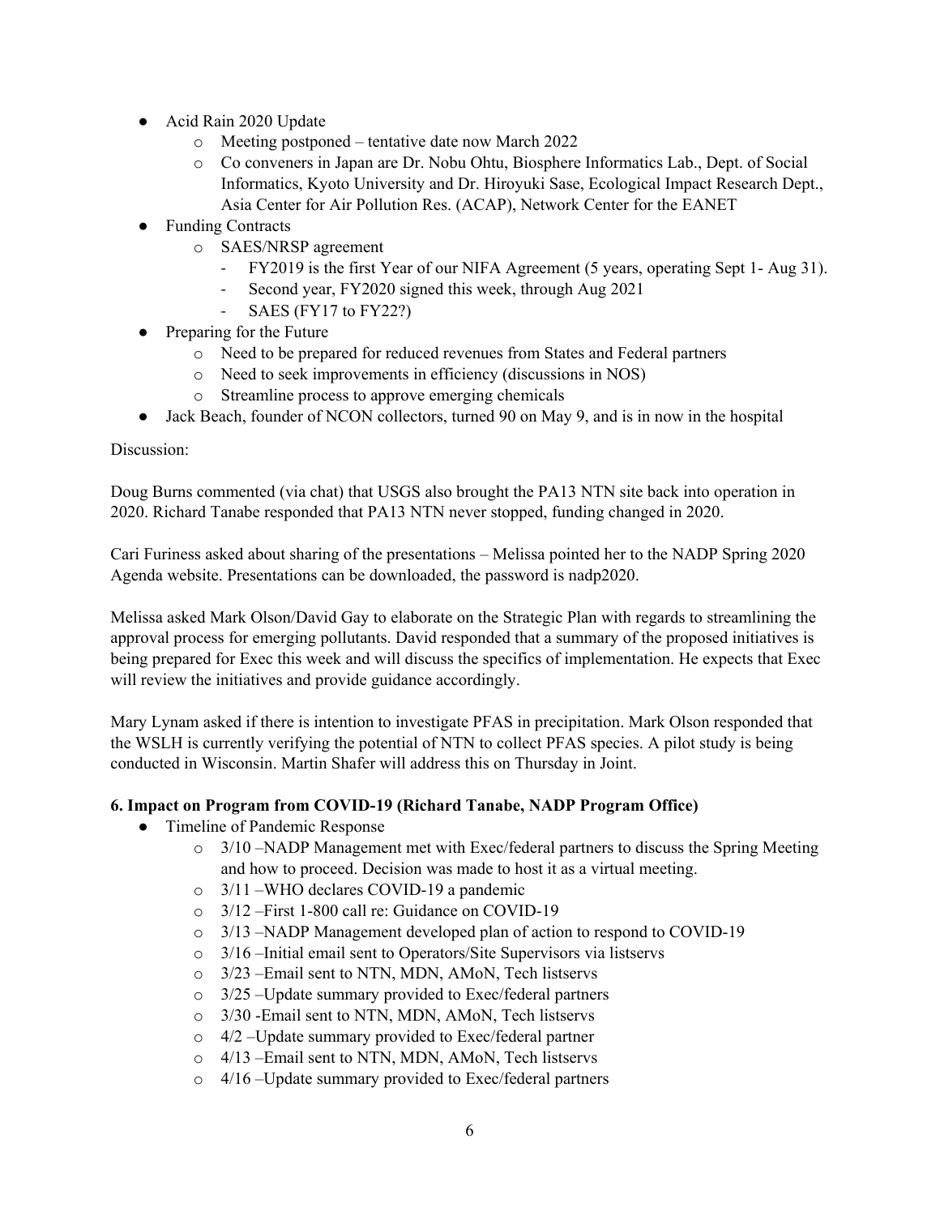- Acid Rain 2020 Update
  - Meeting postponed – tentative date now March 2022
  - Co conveners in Japan are Dr. Nobu Ohtu, Biosphere Informatics Lab., Dept. of Social Informatics, Kyoto University and Dr. Hiroyuki Sase, Ecological Impact Research Dept., Asia Center for Air Pollution Res. (ACAP), Network Center for the EANET
- Funding Contracts
  - SAES/NRSP agreement
    - FY2019 is the first Year of our NIFA Agreement (5 years, operating Sept 1- Aug 31).
    - Second year, FY2020 signed this week, through Aug 2021
    - SAES (FY17 to FY22?)
- Preparing for the Future
  - Need to be prepared for reduced revenues from States and Federal partners
  - Need to seek improvements in efficiency (discussions in NOS)
  - Streamline process to approve emerging chemicals
- Jack Beach, founder of NCON collectors, turned 90 on May 9, and is in now in the hospital

Discussion:

Doug Burns commented (via chat) that USGS also brought the PA13 NTN site back into operation in 2020. Richard Tanabe responded that PA13 NTN never stopped, funding changed in 2020.

Cari Furiness asked about sharing of the presentations – Melissa pointed her to the NADP Spring 2020 Agenda website. Presentations can be downloaded, the password is nadp2020.

Melissa asked Mark Olson/David Gay to elaborate on the Strategic Plan with regards to streamlining the approval process for emerging pollutants. David responded that a summary of the proposed initiatives is being prepared for Exec this week and will discuss the specifics of implementation. He expects that Exec will review the initiatives and provide guidance accordingly.

Mary Lynam asked if there is intention to investigate PFAS in precipitation. Mark Olson responded that the WSLH is currently verifying the potential of NTN to collect PFAS species. A pilot study is being conducted in Wisconsin. Martin Shafer will address this on Thursday in Joint.

**6. Impact on Program from COVID-19 (Richard Tanabe, NADP Program Office)**

- Timeline of Pandemic Response
  - 3/10 –NADP Management met with Exec/federal partners to discuss the Spring Meeting and how to proceed. Decision was made to host it as a virtual meeting.
  - 3/11 –WHO declares COVID-19 a pandemic
  - 3/12 –First 1-800 call re: Guidance on COVID-19
  - 3/13 –NADP Management developed plan of action to respond to COVID-19
  - 3/16 –Initial email sent to Operators/Site Supervisors via listservs
  - 3/23 –Email sent to NTN, MDN, AMoN, Tech listservs
  - 3/25 –Update summary provided to Exec/federal partners
  - 3/30 -Email sent to NTN, MDN, AMoN, Tech listservs
  - 4/2 –Update summary provided to Exec/federal partner
  - 4/13 –Email sent to NTN, MDN, AMoN, Tech listservs
  - 4/16 –Update summary provided to Exec/federal partners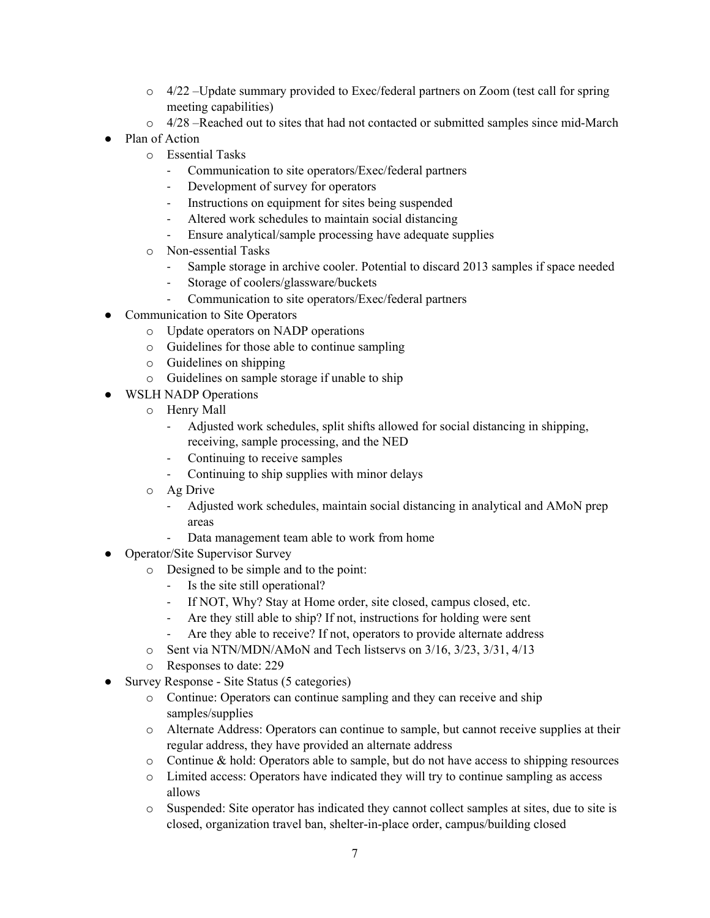- 4/22 –Update summary provided to Exec/federal partners on Zoom (test call for spring meeting capabilities)
  - 4/28 –Reached out to sites that had not contacted or submitted samples since mid-March
- Plan of Action
  - Essential Tasks
    - Communication to site operators/Exec/federal partners
    - Development of survey for operators
    - Instructions on equipment for sites being suspended
    - Altered work schedules to maintain social distancing
    - Ensure analytical/sample processing have adequate supplies
  - Non-essential Tasks
    - Sample storage in archive cooler. Potential to discard 2013 samples if space needed
    - Storage of coolers/glassware/buckets
    - Communication to site operators/Exec/federal partners
- Communication to Site Operators
  - Update operators on NADP operations
  - Guidelines for those able to continue sampling
  - Guidelines on shipping
  - Guidelines on sample storage if unable to ship
- WSLH NADP Operations
  - Henry Mall
    - Adjusted work schedules, split shifts allowed for social distancing in shipping, receiving, sample processing, and the NED
    - Continuing to receive samples
    - Continuing to ship supplies with minor delays
  - Ag Drive
    - Adjusted work schedules, maintain social distancing in analytical and AMoN prep areas
    - Data management team able to work from home
- Operator/Site Supervisor Survey
  - Designed to be simple and to the point:
    - Is the site still operational?
    - If NOT, Why? Stay at Home order, site closed, campus closed, etc.
    - Are they still able to ship? If not, instructions for holding were sent
    - Are they able to receive? If not, operators to provide alternate address
  - Sent via NTN/MDN/AMoN and Tech listservs on 3/16, 3/23, 3/31, 4/13
  - Responses to date: 229
- Survey Response - Site Status (5 categories)
  - Continue: Operators can continue sampling and they can receive and ship samples/supplies
  - Alternate Address: Operators can continue to sample, but cannot receive supplies at their regular address, they have provided an alternate address
  - Continue & hold: Operators able to sample, but do not have access to shipping resources
  - Limited access: Operators have indicated they will try to continue sampling as access allows
  - Suspended: Site operator has indicated they cannot collect samples at sites, due to site is closed, organization travel ban, shelter-in-place order, campus/building closed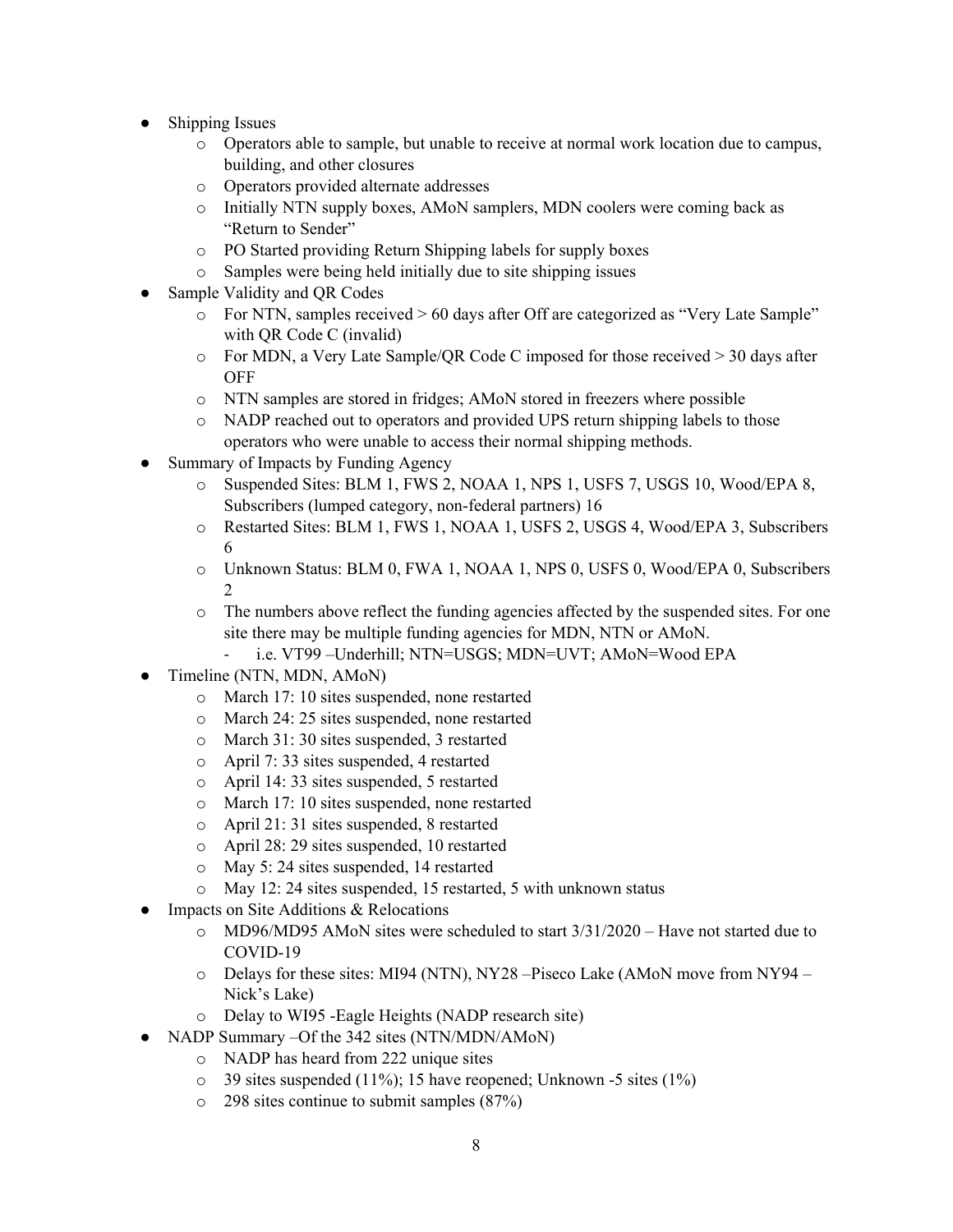- Shipping Issues
  - Operators able to sample, but unable to receive at normal work location due to campus, building, and other closures
  - Operators provided alternate addresses
  - Initially NTN supply boxes, AMoN samplers, MDN coolers were coming back as "Return to Sender"
  - PO Started providing Return Shipping labels for supply boxes
  - Samples were being held initially due to site shipping issues
- Sample Validity and QR Codes
  - For NTN, samples received > 60 days after Off are categorized as "Very Late Sample" with QR Code C (invalid)
  - For MDN, a Very Late Sample/QR Code C imposed for those received > 30 days after OFF
  - NTN samples are stored in fridges; AMoN stored in freezers where possible
  - NADP reached out to operators and provided UPS return shipping labels to those operators who were unable to access their normal shipping methods.
- Summary of Impacts by Funding Agency
  - Suspended Sites: BLM 1, FWS 2, NOAA 1, NPS 1, USFS 7, USGS 10, Wood/EPA 8, Subscribers (lumped category, non-federal partners) 16
  - Restarted Sites: BLM 1, FWS 1, NOAA 1, USFS 2, USGS 4, Wood/EPA 3, Subscribers 6
  - Unknown Status: BLM 0, FWA 1, NOAA 1, NPS 0, USFS 0, Wood/EPA 0, Subscribers 2
  - The numbers above reflect the funding agencies affected by the suspended sites. For one site there may be multiple funding agencies for MDN, NTN or AMoN.
    - i.e. VT99 –Underhill; NTN=USGS; MDN=UVT; AMoN=Wood EPA
- Timeline (NTN, MDN, AMoN)
  - March 17: 10 sites suspended, none restarted
  - March 24: 25 sites suspended, none restarted
  - March 31: 30 sites suspended, 3 restarted
  - April 7: 33 sites suspended, 4 restarted
  - April 14: 33 sites suspended, 5 restarted
  - March 17: 10 sites suspended, none restarted
  - April 21: 31 sites suspended, 8 restarted
  - April 28: 29 sites suspended, 10 restarted
  - May 5: 24 sites suspended, 14 restarted
  - May 12: 24 sites suspended, 15 restarted, 5 with unknown status
- Impacts on Site Additions & Relocations
  - MD96/MD95 AMoN sites were scheduled to start 3/31/2020 – Have not started due to COVID-19
  - Delays for these sites: MI94 (NTN), NY28 –Piseco Lake (AMoN move from NY94 – Nick's Lake)
  - Delay to WI95 -Eagle Heights (NADP research site)
- NADP Summary –Of the 342 sites (NTN/MDN/AMoN)
  - NADP has heard from 222 unique sites
  - 39 sites suspended (11%); 15 have reopened; Unknown -5 sites (1%)
  - 298 sites continue to submit samples (87%)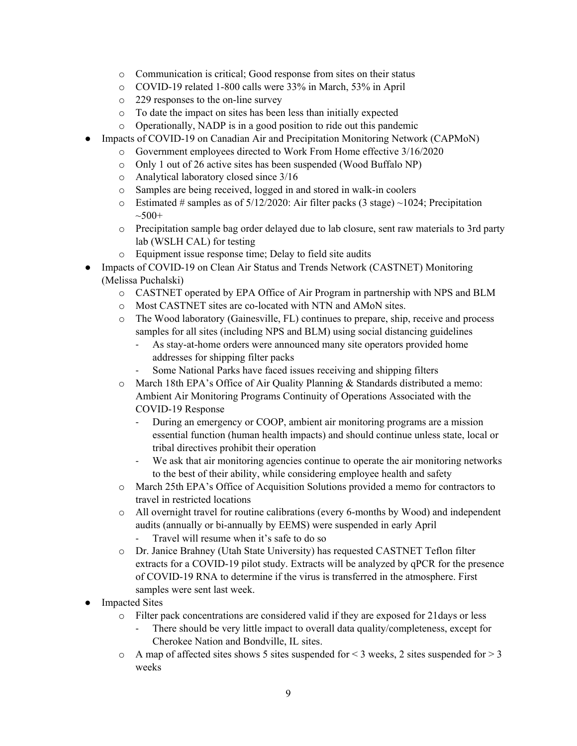- Communication is critical; Good response from sites on their status
  - COVID-19 related 1-800 calls were 33% in March, 53% in April
  - 229 responses to the on-line survey
  - To date the impact on sites has been less than initially expected
  - Operationally, NADP is in a good position to ride out this pandemic
- Impacts of COVID-19 on Canadian Air and Precipitation Monitoring Network (CAPMoN)
  - Government employees directed to Work From Home effective 3/16/2020
  - Only 1 out of 26 active sites has been suspended (Wood Buffalo NP)
  - Analytical laboratory closed since 3/16
  - Samples are being received, logged in and stored in walk-in coolers
  - Estimated # samples as of 5/12/2020: Air filter packs (3 stage) ~1024; Precipitation ~500+
  - Precipitation sample bag order delayed due to lab closure, sent raw materials to 3rd party lab (WSLH CAL) for testing
  - Equipment issue response time; Delay to field site audits
- Impacts of COVID-19 on Clean Air Status and Trends Network (CASTNET) Monitoring (Melissa Puchalski)
  - CASTNET operated by EPA Office of Air Program in partnership with NPS and BLM
  - Most CASTNET sites are co-located with NTN and AMoN sites.
  - The Wood laboratory (Gainesville, FL) continues to prepare, ship, receive and process samples for all sites (including NPS and BLM) using social distancing guidelines
    - As stay-at-home orders were announced many site operators provided home addresses for shipping filter packs
    - Some National Parks have faced issues receiving and shipping filters
  - March 18th EPA's Office of Air Quality Planning & Standards distributed a memo: Ambient Air Monitoring Programs Continuity of Operations Associated with the COVID-19 Response
    - During an emergency or COOP, ambient air monitoring programs are a mission essential function (human health impacts) and should continue unless state, local or tribal directives prohibit their operation
    - We ask that air monitoring agencies continue to operate the air monitoring networks to the best of their ability, while considering employee health and safety
  - March 25th EPA's Office of Acquisition Solutions provided a memo for contractors to travel in restricted locations
  - All overnight travel for routine calibrations (every 6-months by Wood) and independent audits (annually or bi-annually by EEMS) were suspended in early April
    - Travel will resume when it's safe to do so
  - Dr. Janice Brahney (Utah State University) has requested CASTNET Teflon filter extracts for a COVID-19 pilot study. Extracts will be analyzed by qPCR for the presence of COVID-19 RNA to determine if the virus is transferred in the atmosphere. First samples were sent last week.
- Impacted Sites
  - Filter pack concentrations are considered valid if they are exposed for 21days or less
    - There should be very little impact to overall data quality/completeness, except for Cherokee Nation and Bondville, IL sites.
  - A map of affected sites shows 5 sites suspended for < 3 weeks, 2 sites suspended for > 3 weeks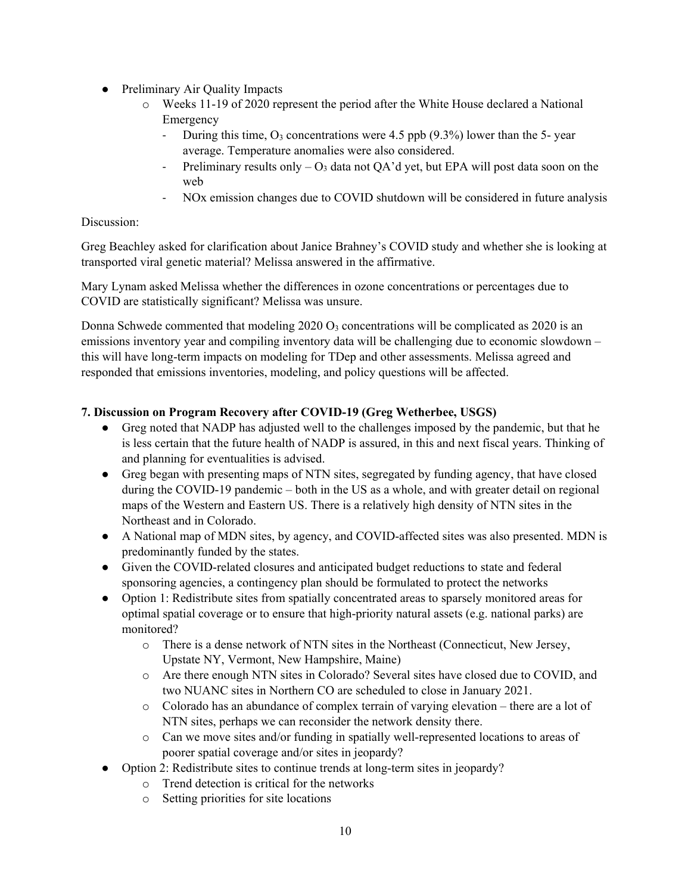- Preliminary Air Quality Impacts
    - Weeks 11-19 of 2020 represent the period after the White House declared a National Emergency
        - During this time, $O_3$ concentrations were 4.5 ppb (9.3%) lower than the 5- year average. Temperature anomalies were also considered.
        - Preliminary results only – $O_3$ data not QA'd yet, but EPA will post data soon on the web
        - NOx emission changes due to COVID shutdown will be considered in future analysis

Discussion:

Greg Beachley asked for clarification about Janice Brahney's COVID study and whether she is looking at transported viral genetic material? Melissa answered in the affirmative.

Mary Lynam asked Melissa whether the differences in ozone concentrations or percentages due to COVID are statistically significant? Melissa was unsure.

Donna Schwede commented that modeling 2020 $O_3$ concentrations will be complicated as 2020 is an emissions inventory year and compiling inventory data will be challenging due to economic slowdown – this will have long-term impacts on modeling for TDep and other assessments. Melissa agreed and responded that emissions inventories, modeling, and policy questions will be affected.

**7. Discussion on Program Recovery after COVID-19 (Greg Wetherbee, USGS)**

- Greg noted that NADP has adjusted well to the challenges imposed by the pandemic, but that he is less certain that the future health of NADP is assured, in this and next fiscal years. Thinking of and planning for eventualities is advised.
- Greg began with presenting maps of NTN sites, segregated by funding agency, that have closed during the COVID-19 pandemic – both in the US as a whole, and with greater detail on regional maps of the Western and Eastern US. There is a relatively high density of NTN sites in the Northeast and in Colorado.
- A National map of MDN sites, by agency, and COVID-affected sites was also presented. MDN is predominantly funded by the states.
- Given the COVID-related closures and anticipated budget reductions to state and federal sponsoring agencies, a contingency plan should be formulated to protect the networks
- Option 1: Redistribute sites from spatially concentrated areas to sparsely monitored areas for optimal spatial coverage or to ensure that high-priority natural assets (e.g. national parks) are monitored?
    - There is a dense network of NTN sites in the Northeast (Connecticut, New Jersey, Upstate NY, Vermont, New Hampshire, Maine)
    - Are there enough NTN sites in Colorado? Several sites have closed due to COVID, and two NUANC sites in Northern CO are scheduled to close in January 2021.
    - Colorado has an abundance of complex terrain of varying elevation – there are a lot of NTN sites, perhaps we can reconsider the network density there.
    - Can we move sites and/or funding in spatially well-represented locations to areas of poorer spatial coverage and/or sites in jeopardy?
- Option 2: Redistribute sites to continue trends at long-term sites in jeopardy?
    - Trend detection is critical for the networks
    - Setting priorities for site locations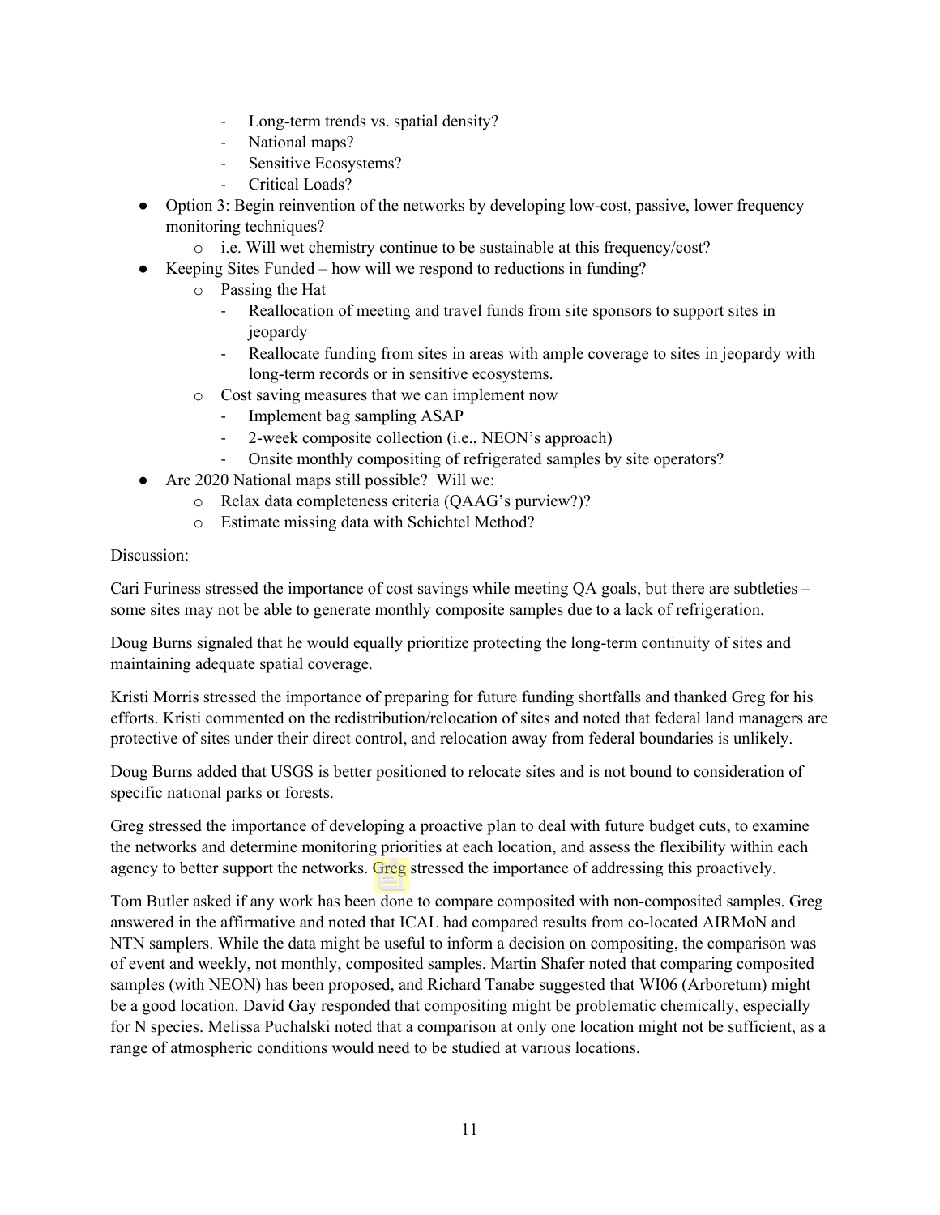- Long-term trends vs. spatial density?
    - National maps?
    - Sensitive Ecosystems?
    - Critical Loads?
- Option 3: Begin reinvention of the networks by developing low-cost, passive, lower frequency monitoring techniques?
    - i.e. Will wet chemistry continue to be sustainable at this frequency/cost?
- Keeping Sites Funded – how will we respond to reductions in funding?
    - Passing the Hat
        - Reallocation of meeting and travel funds from site sponsors to support sites in jeopardy
        - Reallocate funding from sites in areas with ample coverage to sites in jeopardy with long-term records or in sensitive ecosystems.
    - Cost saving measures that we can implement now
        - Implement bag sampling ASAP
        - 2-week composite collection (i.e., NEON's approach)
        - Onsite monthly compositing of refrigerated samples by site operators?
- Are 2020 National maps still possible? Will we:
    - Relax data completeness criteria (QAAG's purview?)?
    - Estimate missing data with Schichtel Method?

Discussion:

Cari Furiness stressed the importance of cost savings while meeting QA goals, but there are subtleties – some sites may not be able to generate monthly composite samples due to a lack of refrigeration.

Doug Burns signaled that he would equally prioritize protecting the long-term continuity of sites and maintaining adequate spatial coverage.

Kristi Morris stressed the importance of preparing for future funding shortfalls and thanked Greg for his efforts. Kristi commented on the redistribution/relocation of sites and noted that federal land managers are protective of sites under their direct control, and relocation away from federal boundaries is unlikely.

Doug Burns added that USGS is better positioned to relocate sites and is not bound to consideration of specific national parks or forests.

Greg stressed the importance of developing a proactive plan to deal with future budget cuts, to examine the networks and determine monitoring priorities at each location, and assess the flexibility within each agency to better support the networks. Greg stressed the importance of addressing this proactively.

Tom Butler asked if any work has been done to compare composited with non-composited samples. Greg answered in the affirmative and noted that ICAL had compared results from co-located AIRMoN and NTN samplers. While the data might be useful to inform a decision on compositing, the comparison was of event and weekly, not monthly, composited samples. Martin Shafer noted that comparing composited samples (with NEON) has been proposed, and Richard Tanabe suggested that WI06 (Arboretum) might be a good location. David Gay responded that compositing might be problematic chemically, especially for N species. Melissa Puchalski noted that a comparison at only one location might not be sufficient, as a range of atmospheric conditions would need to be studied at various locations.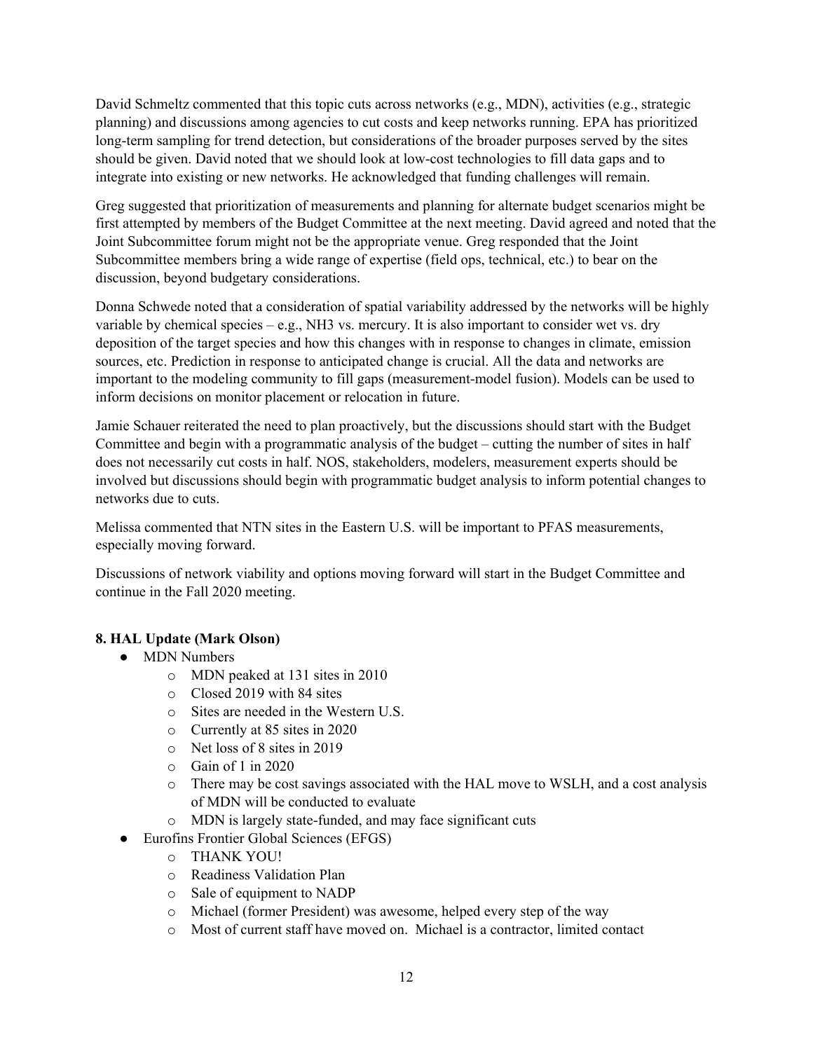David Schmeltz commented that this topic cuts across networks (e.g., MDN), activities (e.g., strategic planning) and discussions among agencies to cut costs and keep networks running. EPA has prioritized long-term sampling for trend detection, but considerations of the broader purposes served by the sites should be given. David noted that we should look at low-cost technologies to fill data gaps and to integrate into existing or new networks. He acknowledged that funding challenges will remain.

Greg suggested that prioritization of measurements and planning for alternate budget scenarios might be first attempted by members of the Budget Committee at the next meeting. David agreed and noted that the Joint Subcommittee forum might not be the appropriate venue. Greg responded that the Joint Subcommittee members bring a wide range of expertise (field ops, technical, etc.) to bear on the discussion, beyond budgetary considerations.

Donna Schwede noted that a consideration of spatial variability addressed by the networks will be highly variable by chemical species – e.g., $NH_3$ vs. mercury. It is also important to consider wet vs. dry deposition of the target species and how this changes with in response to changes in climate, emission sources, etc. Prediction in response to anticipated change is crucial. All the data and networks are important to the modeling community to fill gaps (measurement-model fusion). Models can be used to inform decisions on monitor placement or relocation in future.

Jamie Schauer reiterated the need to plan proactively, but the discussions should start with the Budget Committee and begin with a programmatic analysis of the budget – cutting the number of sites in half does not necessarily cut costs in half. NOS, stakeholders, modelers, measurement experts should be involved but discussions should begin with programmatic budget analysis to inform potential changes to networks due to cuts.

Melissa commented that NTN sites in the Eastern U.S. will be important to PFAS measurements, especially moving forward.

Discussions of network viability and options moving forward will start in the Budget Committee and continue in the Fall 2020 meeting.

**8. HAL Update (Mark Olson)**

- MDN Numbers
  - MDN peaked at 131 sites in 2010
  - Closed 2019 with 84 sites
  - Sites are needed in the Western U.S.
  - Currently at 85 sites in 2020
  - Net loss of 8 sites in 2019
  - Gain of 1 in 2020
  - There may be cost savings associated with the HAL move to WSLH, and a cost analysis of MDN will be conducted to evaluate
  - MDN is largely state-funded, and may face significant cuts
- Eurofins Frontier Global Sciences (EFGS)
  - THANK YOU!
  - Readiness Validation Plan
  - Sale of equipment to NADP
  - Michael (former President) was awesome, helped every step of the way
  - Most of current staff have moved on. Michael is a contractor, limited contact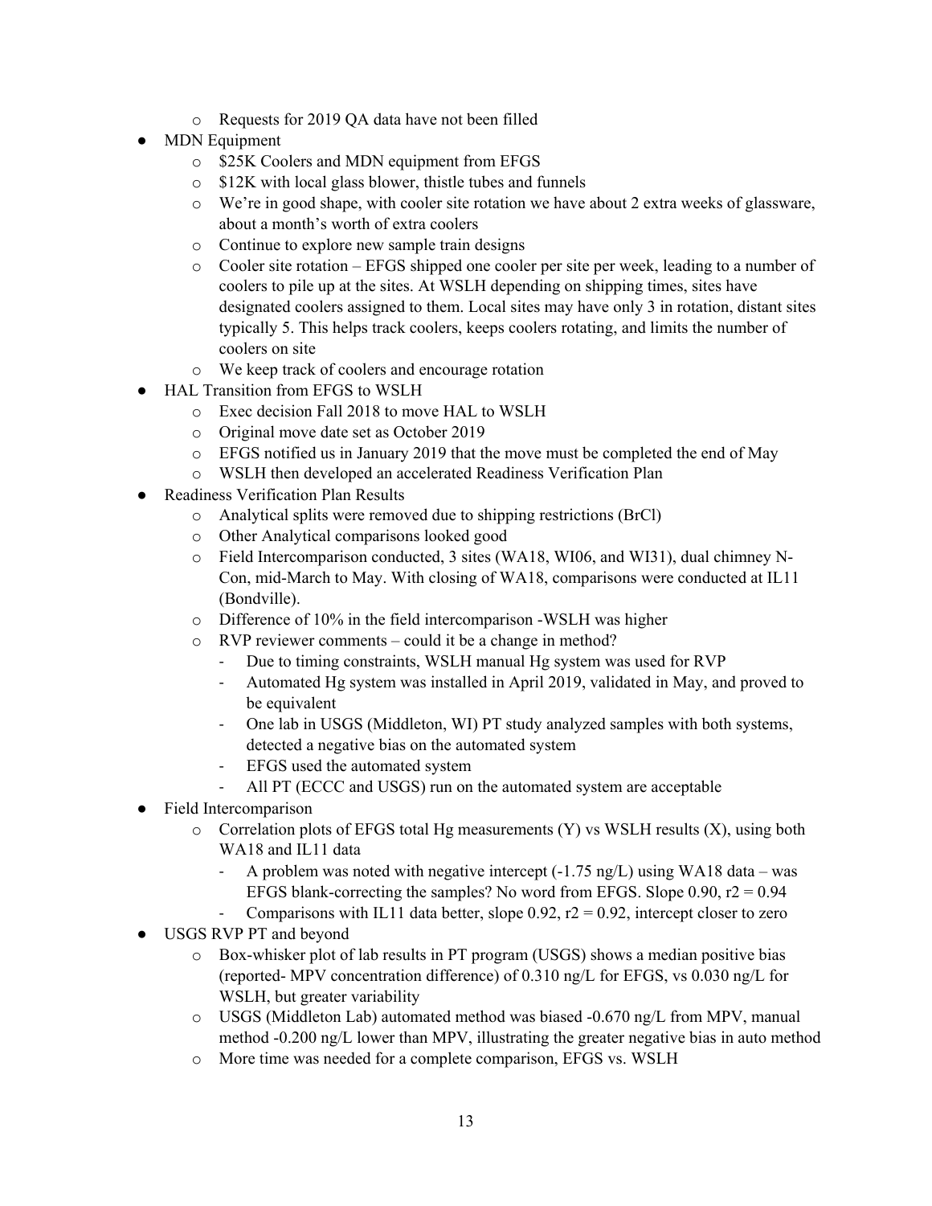- Requests for 2019 QA data have not been filled
- MDN Equipment
  - $25K Coolers and MDN equipment from EFGS
  - $12K with local glass blower, thistle tubes and funnels
  - We're in good shape, with cooler site rotation we have about 2 extra weeks of glassware, about a month's worth of extra coolers
  - Continue to explore new sample train designs
  - Cooler site rotation – EFGS shipped one cooler per site per week, leading to a number of coolers to pile up at the sites. At WSLH depending on shipping times, sites have designated coolers assigned to them. Local sites may have only 3 in rotation, distant sites typically 5. This helps track coolers, keeps coolers rotating, and limits the number of coolers on site
  - We keep track of coolers and encourage rotation
- HAL Transition from EFGS to WSLH
  - Exec decision Fall 2018 to move HAL to WSLH
  - Original move date set as October 2019
  - EFGS notified us in January 2019 that the move must be completed the end of May
  - WSLH then developed an accelerated Readiness Verification Plan
- Readiness Verification Plan Results
  - Analytical splits were removed due to shipping restrictions (BrCl)
  - Other Analytical comparisons looked good
  - Field Intercomparison conducted, 3 sites (WA18, WI06, and WI31), dual chimney N-Con, mid-March to May. With closing of WA18, comparisons were conducted at IL11 (Bondville).
  - Difference of 10% in the field intercomparison -WSLH was higher
  - RVP reviewer comments – could it be a change in method?
    - Due to timing constraints, WSLH manual Hg system was used for RVP
    - Automated Hg system was installed in April 2019, validated in May, and proved to be equivalent
    - One lab in USGS (Middleton, WI) PT study analyzed samples with both systems, detected a negative bias on the automated system
    - EFGS used the automated system
    - All PT (ECCC and USGS) run on the automated system are acceptable
- Field Intercomparison
  - Correlation plots of EFGS total Hg measurements (Y) vs WSLH results (X), using both WA18 and IL11 data
    - A problem was noted with negative intercept (-1.75 ng/L) using WA18 data – was EFGS blank-correcting the samples? No word from EFGS. Slope 0.90, $r2 = 0.94$
    - Comparisons with IL11 data better, slope 0.92, $r2 = 0.92$, intercept closer to zero
- USGS RVP PT and beyond
  - Box-whisker plot of lab results in PT program (USGS) shows a median positive bias (reported- MPV concentration difference) of 0.310 ng/L for EFGS, vs 0.030 ng/L for WSLH, but greater variability
  - USGS (Middleton Lab) automated method was biased -0.670 ng/L from MPV, manual method -0.200 ng/L lower than MPV, illustrating the greater negative bias in auto method
  - More time was needed for a complete comparison, EFGS vs. WSLH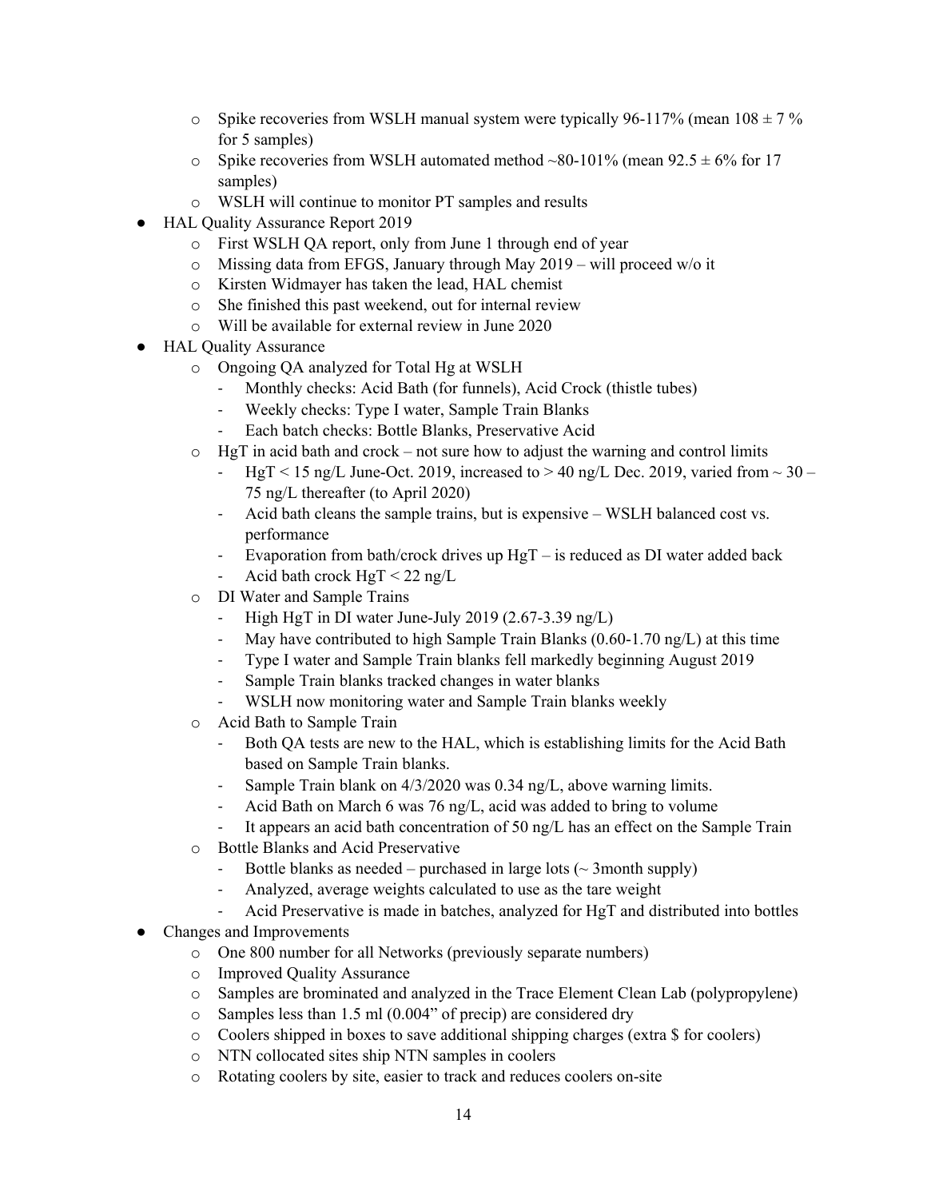- Spike recoveries from WSLH manual system were typically 96-117% (mean 108 ± 7 % for 5 samples)
  - Spike recoveries from WSLH automated method ~80-101% (mean 92.5 ± 6% for 17 samples)
  - WSLH will continue to monitor PT samples and results
- HAL Quality Assurance Report 2019
  - First WSLH QA report, only from June 1 through end of year
  - Missing data from EFGS, January through May 2019 – will proceed w/o it
  - Kirsten Widmayer has taken the lead, HAL chemist
  - She finished this past weekend, out for internal review
  - Will be available for external review in June 2020
- HAL Quality Assurance
  - Ongoing QA analyzed for Total Hg at WSLH
    - Monthly checks: Acid Bath (for funnels), Acid Crock (thistle tubes)
    - Weekly checks: Type I water, Sample Train Blanks
    - Each batch checks: Bottle Blanks, Preservative Acid
  - HgT in acid bath and crock – not sure how to adjust the warning and control limits
    - HgT < 15 ng/L June-Oct. 2019, increased to > 40 ng/L Dec. 2019, varied from ~ 30 – 75 ng/L thereafter (to April 2020)
    - Acid bath cleans the sample trains, but is expensive – WSLH balanced cost vs. performance
    - Evaporation from bath/crock drives up HgT – is reduced as DI water added back
    - Acid bath crock HgT < 22 ng/L
  - DI Water and Sample Trains
    - High HgT in DI water June-July 2019 (2.67-3.39 ng/L)
    - May have contributed to high Sample Train Blanks (0.60-1.70 ng/L) at this time
    - Type I water and Sample Train blanks fell markedly beginning August 2019
    - Sample Train blanks tracked changes in water blanks
    - WSLH now monitoring water and Sample Train blanks weekly
  - Acid Bath to Sample Train
    - Both QA tests are new to the HAL, which is establishing limits for the Acid Bath based on Sample Train blanks.
    - Sample Train blank on 4/3/2020 was 0.34 ng/L, above warning limits.
    - Acid Bath on March 6 was 76 ng/L, acid was added to bring to volume
    - It appears an acid bath concentration of 50 ng/L has an effect on the Sample Train
  - Bottle Blanks and Acid Preservative
    - Bottle blanks as needed – purchased in large lots (~ 3month supply)
    - Analyzed, average weights calculated to use as the tare weight
    - Acid Preservative is made in batches, analyzed for HgT and distributed into bottles
- Changes and Improvements
  - One 800 number for all Networks (previously separate numbers)
  - Improved Quality Assurance
  - Samples are brominated and analyzed in the Trace Element Clean Lab (polypropylene)
  - Samples less than 1.5 ml (0.004" of precip) are considered dry
  - Coolers shipped in boxes to save additional shipping charges (extra $ for coolers)
  - NTN collocated sites ship NTN samples in coolers
  - Rotating coolers by site, easier to track and reduces coolers on-site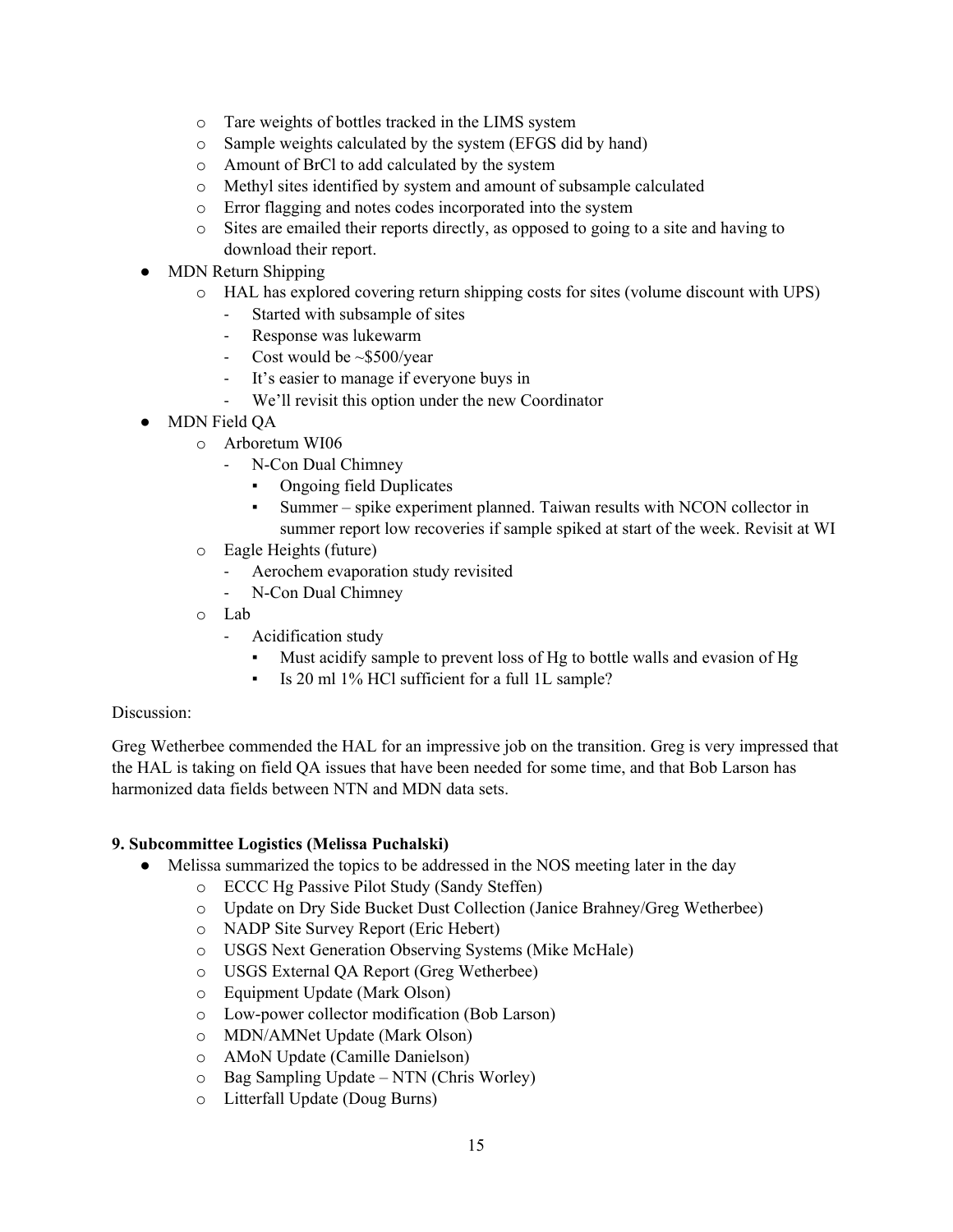- Tare weights of bottles tracked in the LIMS system
  - Sample weights calculated by the system (EFGS did by hand)
  - Amount of BrCl to add calculated by the system
  - Methyl sites identified by system and amount of subsample calculated
  - Error flagging and notes codes incorporated into the system
  - Sites are emailed their reports directly, as opposed to going to a site and having to download their report.
- MDN Return Shipping
  - HAL has explored covering return shipping costs for sites (volume discount with UPS)
    - Started with subsample of sites
    - Response was lukewarm
    - Cost would be ~$500/year
    - It's easier to manage if everyone buys in
    - We'll revisit this option under the new Coordinator
- MDN Field QA
  - Arboretum WI06
    - N-Con Dual Chimney
      - Ongoing field Duplicates
      - Summer – spike experiment planned. Taiwan results with NCON collector in summer report low recoveries if sample spiked at start of the week. Revisit at WI
  - Eagle Heights (future)
    - Aerochem evaporation study revisited
    - N-Con Dual Chimney
  - Lab
    - Acidification study
      - Must acidify sample to prevent loss of Hg to bottle walls and evasion of Hg
      - Is 20 ml 1% HCl sufficient for a full 1L sample?

Discussion:

Greg Wetherbee commended the HAL for an impressive job on the transition. Greg is very impressed that the HAL is taking on field QA issues that have been needed for some time, and that Bob Larson has harmonized data fields between NTN and MDN data sets.

**9. Subcommittee Logistics (Melissa Puchalski)**

- Melissa summarized the topics to be addressed in the NOS meeting later in the day
  - ECCC Hg Passive Pilot Study (Sandy Steffen)
  - Update on Dry Side Bucket Dust Collection (Janice Brahney/Greg Wetherbee)
  - NADP Site Survey Report (Eric Hebert)
  - USGS Next Generation Observing Systems (Mike McHale)
  - USGS External QA Report (Greg Wetherbee)
  - Equipment Update (Mark Olson)
  - Low-power collector modification (Bob Larson)
  - MDN/AMNet Update (Mark Olson)
  - AMoN Update (Camille Danielson)
  - Bag Sampling Update – NTN (Chris Worley)
  - Litterfall Update (Doug Burns)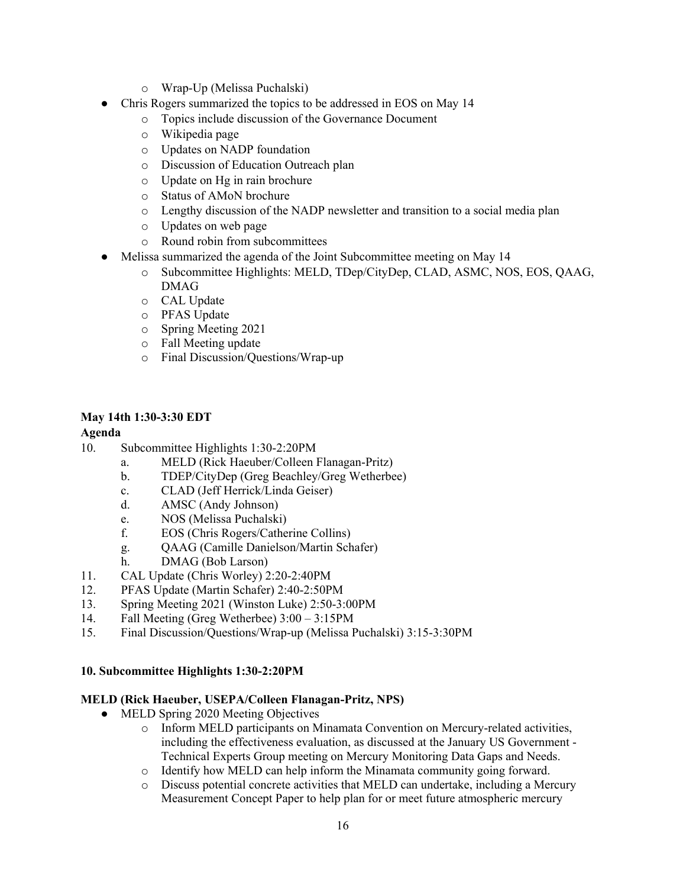- Wrap-Up (Melissa Puchalski)
- Chris Rogers summarized the topics to be addressed in EOS on May 14
  - Topics include discussion of the Governance Document
  - Wikipedia page
  - Updates on NADP foundation
  - Discussion of Education Outreach plan
  - Update on Hg in rain brochure
  - Status of AMoN brochure
  - Lengthy discussion of the NADP newsletter and transition to a social media plan
  - Updates on web page
  - Round robin from subcommittees
- Melissa summarized the agenda of the Joint Subcommittee meeting on May 14
  - Subcommittee Highlights: MELD, TDep/CityDep, CLAD, ASMC, NOS, EOS, QAAG, DMAG
  - CAL Update
  - PFAS Update
  - Spring Meeting 2021
  - Fall Meeting update
  - Final Discussion/Questions/Wrap-up

**May 14th 1:30-3:30 EDT**

**Agenda**

10. Subcommittee Highlights 1:30-2:20PM
    a. MELD (Rick Haeuber/Colleen Flanagan-Pritz)
    b. TDEP/CityDep (Greg Beachley/Greg Wetherbee)
    c. CLAD (Jeff Herrick/Linda Geiser)
    d. AMSC (Andy Johnson)
    e. NOS (Melissa Puchalski)
    f. EOS (Chris Rogers/Catherine Collins)
    g. QAAG (Camille Danielson/Martin Schafer)
    h. DMAG (Bob Larson)
11. CAL Update (Chris Worley) 2:20-2:40PM
12. PFAS Update (Martin Schafer) 2:40-2:50PM
13. Spring Meeting 2021 (Winston Luke) 2:50-3:00PM
14. Fall Meeting (Greg Wetherbee) 3:00 – 3:15PM
15. Final Discussion/Questions/Wrap-up (Melissa Puchalski) 3:15-3:30PM

**10. Subcommittee Highlights 1:30-2:20PM**

**MELD (Rick Haeuber, USEPA/Colleen Flanagan-Pritz, NPS)**

- MELD Spring 2020 Meeting Objectives
  - Inform MELD participants on Minamata Convention on Mercury-related activities, including the effectiveness evaluation, as discussed at the January US Government - Technical Experts Group meeting on Mercury Monitoring Data Gaps and Needs.
  - Identify how MELD can help inform the Minamata community going forward.
  - Discuss potential concrete activities that MELD can undertake, including a Mercury Measurement Concept Paper to help plan for or meet future atmospheric mercury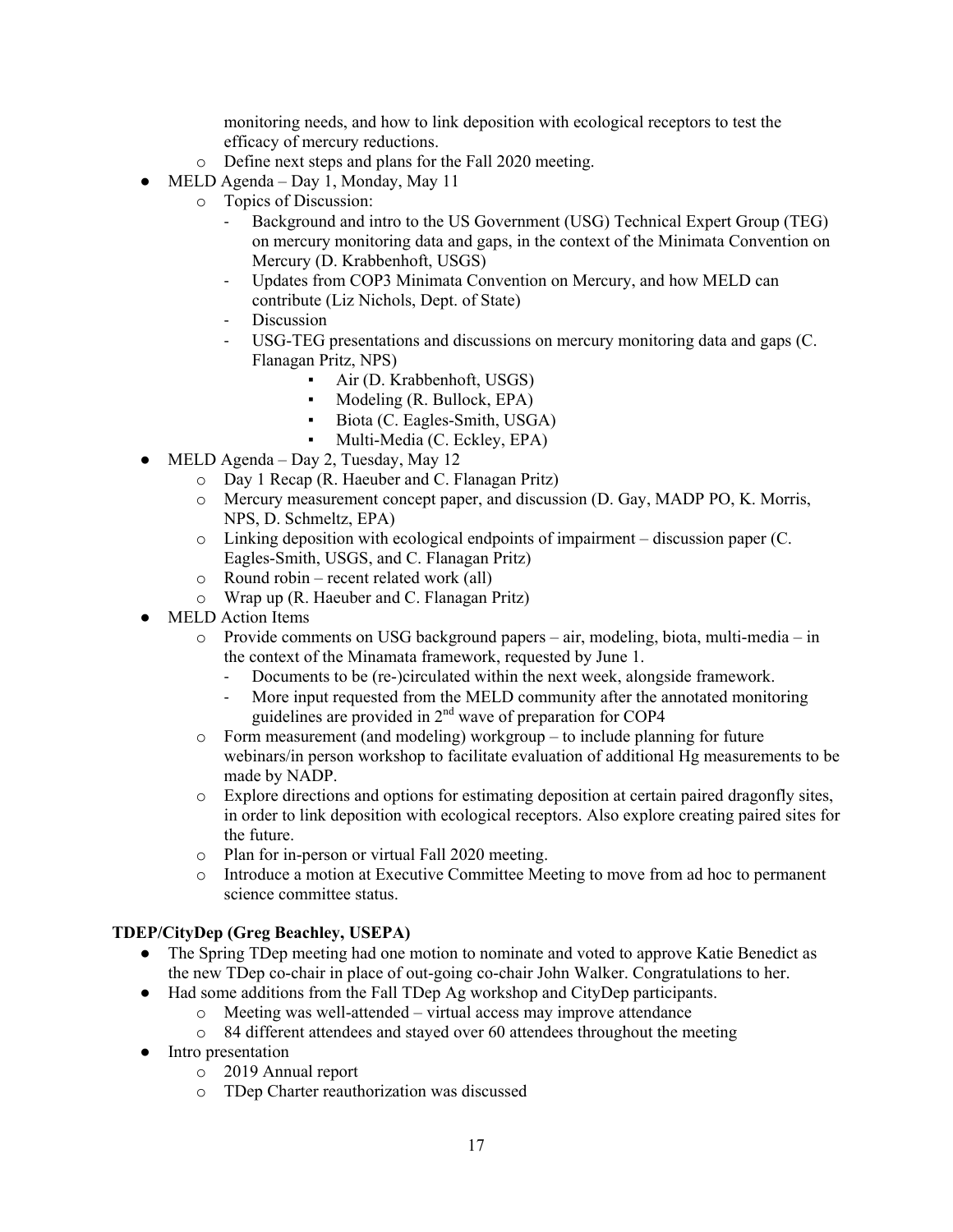monitoring needs, and how to link deposition with ecological receptors to test the efficacy of mercury reductions.
    - Define next steps and plans for the Fall 2020 meeting.
- MELD Agenda – Day 1, Monday, May 11
    - Topics of Discussion:
        - Background and intro to the US Government (USG) Technical Expert Group (TEG) on mercury monitoring data and gaps, in the context of the Minimata Convention on Mercury (D. Krabbenhoft, USGS)
        - Updates from COP3 Minimata Convention on Mercury, and how MELD can contribute (Liz Nichols, Dept. of State)
        - Discussion
        - USG-TEG presentations and discussions on mercury monitoring data and gaps (C. Flanagan Pritz, NPS)
            - Air (D. Krabbenhoft, USGS)
            - Modeling (R. Bullock, EPA)
            - Biota (C. Eagles-Smith, USGA)
            - Multi-Media (C. Eckley, EPA)
- MELD Agenda – Day 2, Tuesday, May 12
    - Day 1 Recap (R. Haeuber and C. Flanagan Pritz)
    - Mercury measurement concept paper, and discussion (D. Gay, MADP PO, K. Morris, NPS, D. Schmeltz, EPA)
    - Linking deposition with ecological endpoints of impairment – discussion paper (C. Eagles-Smith, USGS, and C. Flanagan Pritz)
    - Round robin – recent related work (all)
    - Wrap up (R. Haeuber and C. Flanagan Pritz)
- MELD Action Items
    - Provide comments on USG background papers – air, modeling, biota, multi-media – in the context of the Minamata framework, requested by June 1.
        - Documents to be (re-)circulated within the next week, alongside framework.
        - More input requested from the MELD community after the annotated monitoring guidelines are provided in 2nd wave of preparation for COP4
    - Form measurement (and modeling) workgroup – to include planning for future webinars/in person workshop to facilitate evaluation of additional Hg measurements to be made by NADP.
    - Explore directions and options for estimating deposition at certain paired dragonfly sites, in order to link deposition with ecological receptors. Also explore creating paired sites for the future.
    - Plan for in-person or virtual Fall 2020 meeting.
    - Introduce a motion at Executive Committee Meeting to move from ad hoc to permanent science committee status.

**TDEP/CityDep (Greg Beachley, USEPA)**

- The Spring TDep meeting had one motion to nominate and voted to approve Katie Benedict as the new TDep co-chair in place of out-going co-chair John Walker. Congratulations to her.
- Had some additions from the Fall TDep Ag workshop and CityDep participants.
    - Meeting was well-attended – virtual access may improve attendance
    - 84 different attendees and stayed over 60 attendees throughout the meeting
- Intro presentation
    - 2019 Annual report
    - TDep Charter reauthorization was discussed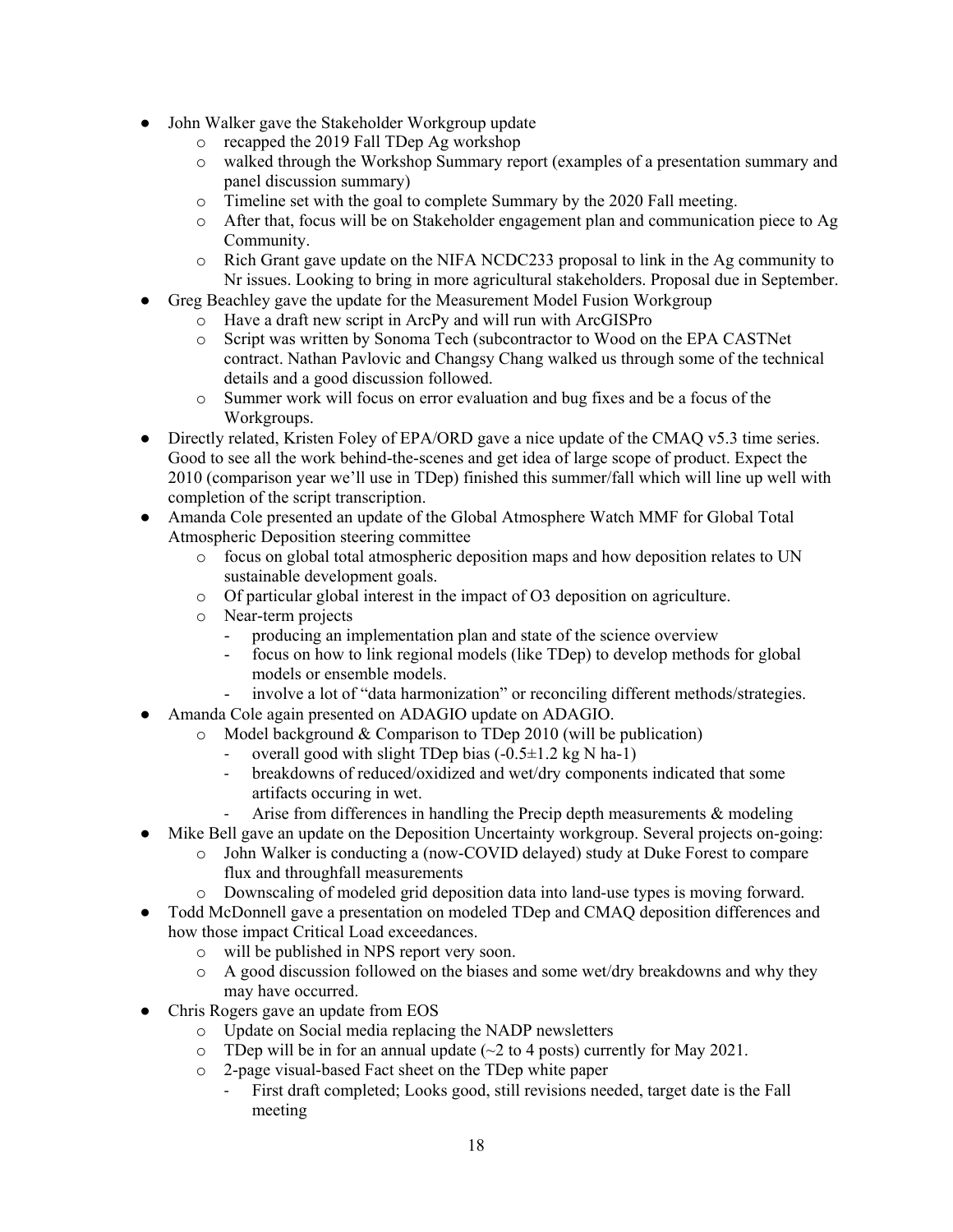- John Walker gave the Stakeholder Workgroup update
    - recapped the 2019 Fall TDep Ag workshop
    - walked through the Workshop Summary report (examples of a presentation summary and panel discussion summary)
    - Timeline set with the goal to complete Summary by the 2020 Fall meeting.
    - After that, focus will be on Stakeholder engagement plan and communication piece to Ag Community.
    - Rich Grant gave update on the NIFA NCDC233 proposal to link in the Ag community to Nr issues. Looking to bring in more agricultural stakeholders. Proposal due in September.
- Greg Beachley gave the update for the Measurement Model Fusion Workgroup
    - Have a draft new script in ArcPy and will run with ArcGISPro
    - Script was written by Sonoma Tech (subcontractor to Wood on the EPA CASTNet contract. Nathan Pavlovic and Changsy Chang walked us through some of the technical details and a good discussion followed.
    - Summer work will focus on error evaluation and bug fixes and be a focus of the Workgroups.
- Directly related, Kristen Foley of EPA/ORD gave a nice update of the CMAQ v5.3 time series. Good to see all the work behind-the-scenes and get idea of large scope of product. Expect the 2010 (comparison year we'll use in TDep) finished this summer/fall which will line up well with completion of the script transcription.
- Amanda Cole presented an update of the Global Atmosphere Watch MMF for Global Total Atmospheric Deposition steering committee
    - focus on global total atmospheric deposition maps and how deposition relates to UN sustainable development goals.
    - Of particular global interest in the impact of $O_3$ deposition on agriculture.
    - Near-term projects
        - producing an implementation plan and state of the science overview
        - focus on how to link regional models (like TDep) to develop methods for global models or ensemble models.
        - involve a lot of "data harmonization" or reconciling different methods/strategies.
- Amanda Cole again presented on ADAGIO update on ADAGIO.
    - Model background & Comparison to TDep 2010 (will be publication)
        - overall good with slight TDep bias ($-0.5\pm1.2$ kg N ha-1)
        - breakdowns of reduced/oxidized and wet/dry components indicated that some artifacts occuring in wet.
        - Arise from differences in handling the Precip depth measurements & modeling
- Mike Bell gave an update on the Deposition Uncertainty workgroup. Several projects on-going:
    - John Walker is conducting a (now-COVID delayed) study at Duke Forest to compare flux and throughfall measurements
    - Downscaling of modeled grid deposition data into land-use types is moving forward.
- Todd McDonnell gave a presentation on modeled TDep and CMAQ deposition differences and how those impact Critical Load exceedances.
    - will be published in NPS report very soon.
    - A good discussion followed on the biases and some wet/dry breakdowns and why they may have occurred.
- Chris Rogers gave an update from EOS
    - Update on Social media replacing the NADP newsletters
    - TDep will be in for an annual update (~2 to 4 posts) currently for May 2021.
    - 2-page visual-based Fact sheet on the TDep white paper
        - First draft completed; Looks good, still revisions needed, target date is the Fall meeting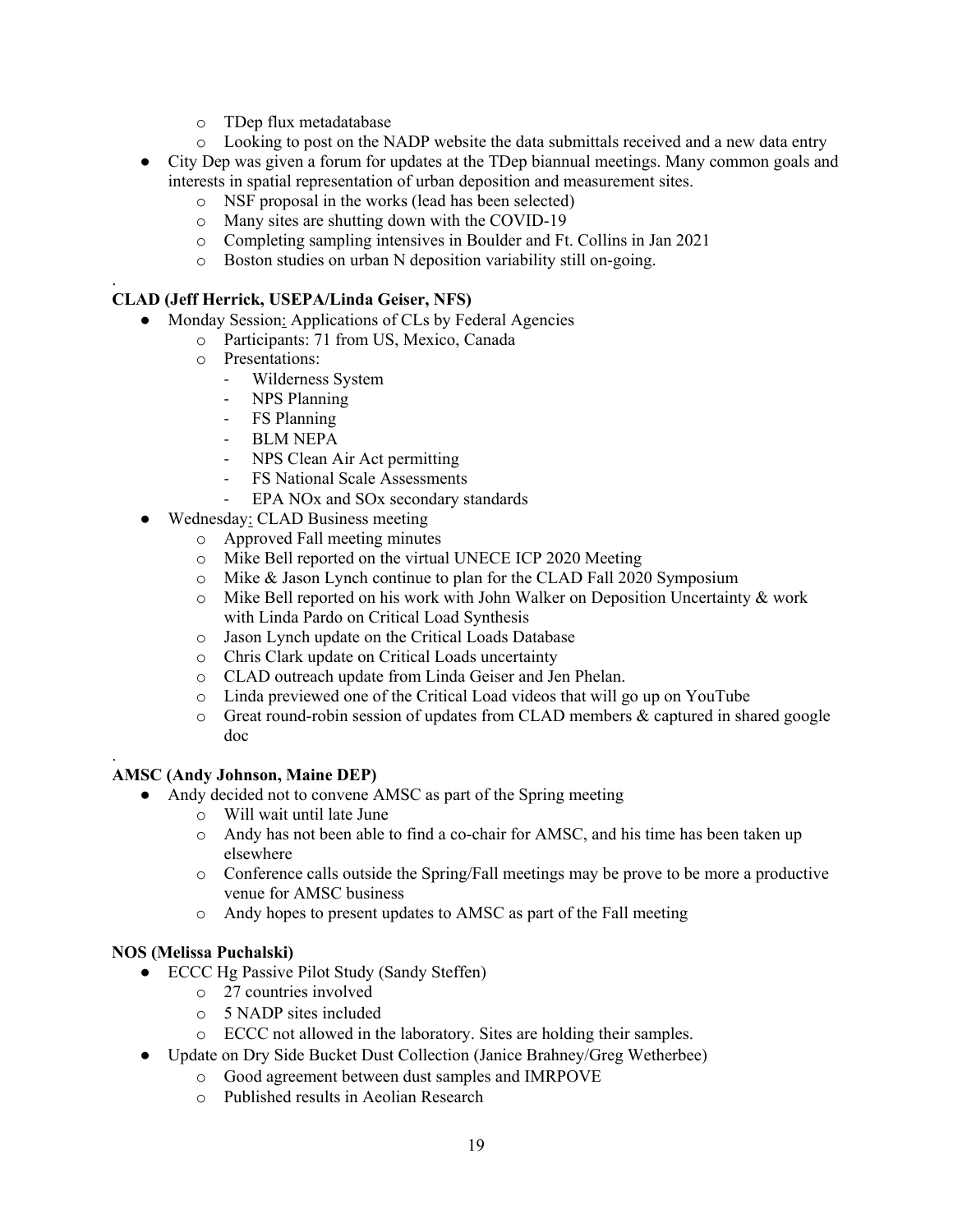- TDep flux metadatabase
- Looking to post on the NADP website the data submittals received and a new data entry

- City Dep was given a forum for updates at the TDep biannual meetings. Many common goals and interests in spatial representation of urban deposition and measurement sites.
  - NSF proposal in the works (lead has been selected)
  - Many sites are shutting down with the COVID-19
  - Completing sampling intensives in Boulder and Ft. Collins in Jan 2021
  - Boston studies on urban N deposition variability still on-going.

.

**CLAD (Jeff Herrick, USEPA/Linda Geiser, NFS)**

- Monday Session: Applications of CLs by Federal Agencies
  - Participants: 71 from US, Mexico, Canada
  - Presentations:
    - Wilderness System
    - NPS Planning
    - FS Planning
    - BLM NEPA
    - NPS Clean Air Act permitting
    - FS National Scale Assessments
    - EPA NOx and SOx secondary standards
- Wednesday: CLAD Business meeting
  - Approved Fall meeting minutes
  - Mike Bell reported on the virtual UNECE ICP 2020 Meeting
  - Mike & Jason Lynch continue to plan for the CLAD Fall 2020 Symposium
  - Mike Bell reported on his work with John Walker on Deposition Uncertainty & work with Linda Pardo on Critical Load Synthesis
  - Jason Lynch update on the Critical Loads Database
  - Chris Clark update on Critical Loads uncertainty
  - CLAD outreach update from Linda Geiser and Jen Phelan.
  - Linda previewed one of the Critical Load videos that will go up on YouTube
  - Great round-robin session of updates from CLAD members & captured in shared google doc

.

**AMSC (Andy Johnson, Maine DEP)**

- Andy decided not to convene AMSC as part of the Spring meeting
  - Will wait until late June
  - Andy has not been able to find a co-chair for AMSC, and his time has been taken up elsewhere
  - Conference calls outside the Spring/Fall meetings may be prove to be more a productive venue for AMSC business
  - Andy hopes to present updates to AMSC as part of the Fall meeting

**NOS (Melissa Puchalski)**

- ECCC Hg Passive Pilot Study (Sandy Steffen)
  - 27 countries involved
  - 5 NADP sites included
  - ECCC not allowed in the laboratory. Sites are holding their samples.
- Update on Dry Side Bucket Dust Collection (Janice Brahney/Greg Wetherbee)
  - Good agreement between dust samples and IMRPOVE
  - Published results in Aeolian Research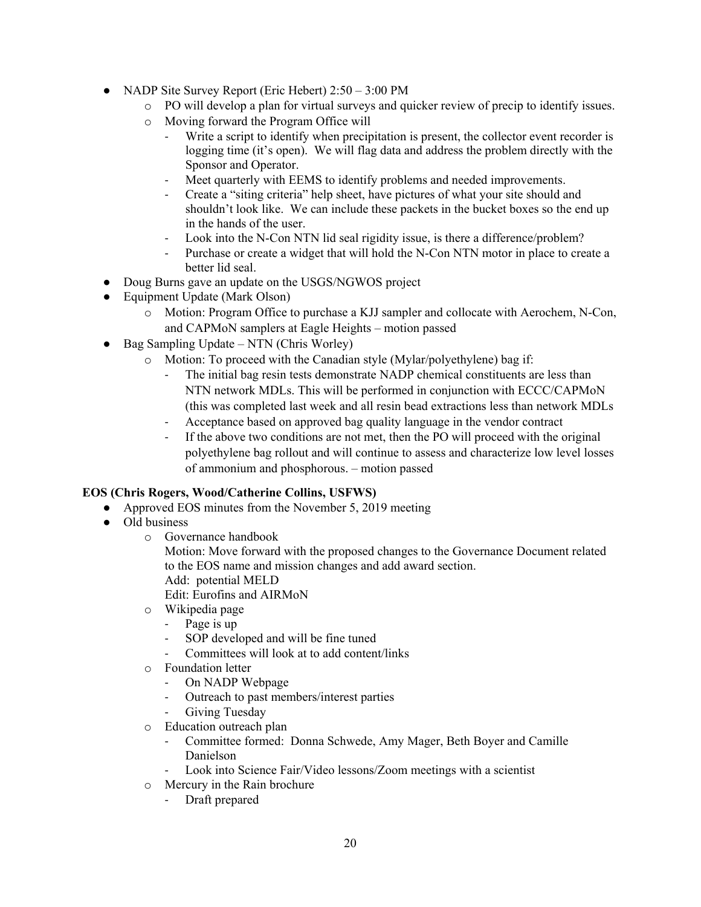- NADP Site Survey Report (Eric Hebert) 2:50 – 3:00 PM
  - PO will develop a plan for virtual surveys and quicker review of precip to identify issues.
  - Moving forward the Program Office will
    - Write a script to identify when precipitation is present, the collector event recorder is logging time (it's open). We will flag data and address the problem directly with the Sponsor and Operator.
    - Meet quarterly with EEMS to identify problems and needed improvements.
    - Create a "siting criteria" help sheet, have pictures of what your site should and shouldn't look like. We can include these packets in the bucket boxes so the end up in the hands of the user.
    - Look into the N-Con NTN lid seal rigidity issue, is there a difference/problem?
    - Purchase or create a widget that will hold the N-Con NTN motor in place to create a better lid seal.
- Doug Burns gave an update on the USGS/NGWOS project
- Equipment Update (Mark Olson)
  - Motion: Program Office to purchase a KJJ sampler and collocate with Aerochem, N-Con, and CAPMoN samplers at Eagle Heights – motion passed
- Bag Sampling Update – NTN (Chris Worley)
  - Motion: To proceed with the Canadian style (Mylar/polyethylene) bag if:
    - The initial bag resin tests demonstrate NADP chemical constituents are less than NTN network MDLs. This will be performed in conjunction with ECCC/CAPMoN (this was completed last week and all resin bead extractions less than network MDLs
    - Acceptance based on approved bag quality language in the vendor contract
    - If the above two conditions are not met, then the PO will proceed with the original polyethylene bag rollout and will continue to assess and characterize low level losses of ammonium and phosphorous. – motion passed

**EOS (Chris Rogers, Wood/Catherine Collins, USFWS)**

- Approved EOS minutes from the November 5, 2019 meeting
- Old business
  - Governance handbook
    Motion: Move forward with the proposed changes to the Governance Document related to the EOS name and mission changes and add award section.
    Add: potential MELD
    Edit: Eurofins and AIRMoN
  - Wikipedia page
    - Page is up
    - SOP developed and will be fine tuned
    - Committees will look at to add content/links
  - Foundation letter
    - On NADP Webpage
    - Outreach to past members/interest parties
    - Giving Tuesday
  - Education outreach plan
    - Committee formed: Donna Schwede, Amy Mager, Beth Boyer and Camille Danielson
    - Look into Science Fair/Video lessons/Zoom meetings with a scientist
  - Mercury in the Rain brochure
    - Draft prepared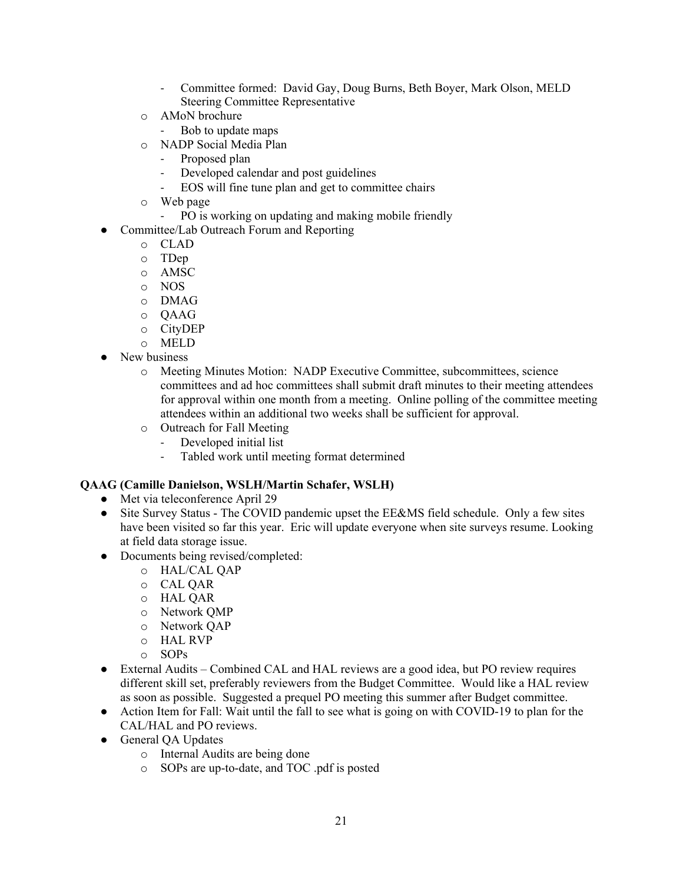- Committee formed: David Gay, Doug Burns, Beth Boyer, Mark Olson, MELD Steering Committee Representative
    - AMoN brochure
        - Bob to update maps
    - NADP Social Media Plan
        - Proposed plan
        - Developed calendar and post guidelines
        - EOS will fine tune plan and get to committee chairs
    - Web page
        - PO is working on updating and making mobile friendly
- Committee/Lab Outreach Forum and Reporting
    - CLAD
    - TDep
    - AMSC
    - NOS
    - DMAG
    - QAAG
    - CityDEP
    - MELD
- New business
    - Meeting Minutes Motion: NADP Executive Committee, subcommittees, science committees and ad hoc committees shall submit draft minutes to their meeting attendees for approval within one month from a meeting. Online polling of the committee meeting attendees within an additional two weeks shall be sufficient for approval.
    - Outreach for Fall Meeting
        - Developed initial list
        - Tabled work until meeting format determined

**QAAG (Camille Danielson, WSLH/Martin Schafer, WSLH)**

- Met via teleconference April 29
- Site Survey Status - The COVID pandemic upset the EE&MS field schedule. Only a few sites have been visited so far this year. Eric will update everyone when site surveys resume. Looking at field data storage issue.
- Documents being revised/completed:
    - HAL/CAL QAP
    - CAL QAR
    - HAL QAR
    - Network QMP
    - Network QAP
    - HAL RVP
    - SOPs
- External Audits – Combined CAL and HAL reviews are a good idea, but PO review requires different skill set, preferably reviewers from the Budget Committee. Would like a HAL review as soon as possible. Suggested a prequel PO meeting this summer after Budget committee.
- Action Item for Fall: Wait until the fall to see what is going on with COVID-19 to plan for the CAL/HAL and PO reviews.
- General QA Updates
    - Internal Audits are being done
    - SOPs are up-to-date, and TOC .pdf is posted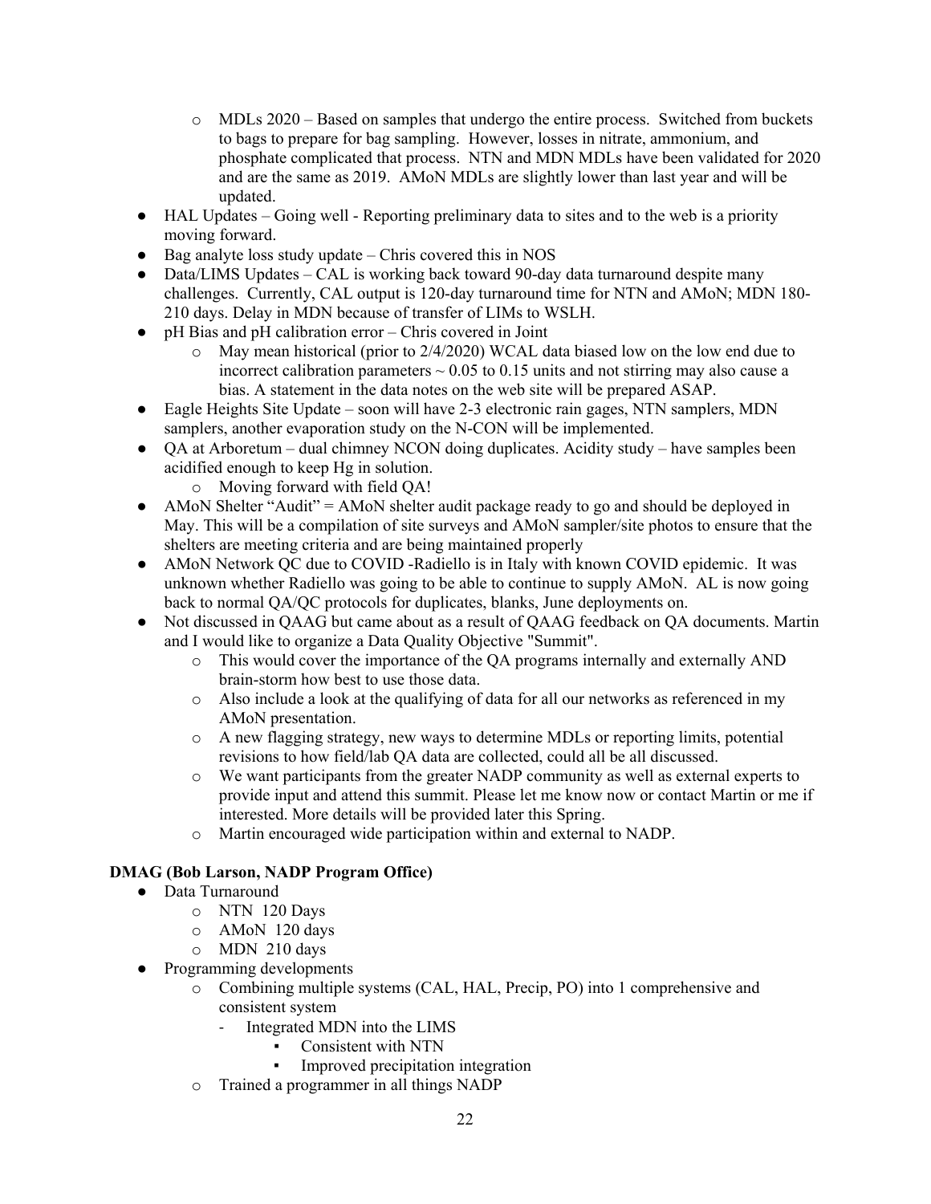- MDLs 2020 – Based on samples that undergo the entire process. Switched from buckets to bags to prepare for bag sampling. However, losses in nitrate, ammonium, and phosphate complicated that process. NTN and MDN MDLs have been validated for 2020 and are the same as 2019. AMoN MDLs are slightly lower than last year and will be updated.
- HAL Updates – Going well - Reporting preliminary data to sites and to the web is a priority moving forward.
- Bag analyte loss study update – Chris covered this in NOS
- Data/LIMS Updates – CAL is working back toward 90-day data turnaround despite many challenges. Currently, CAL output is 120-day turnaround time for NTN and AMoN; MDN 180-210 days. Delay in MDN because of transfer of LIMs to WSLH.
- pH Bias and pH calibration error – Chris covered in Joint
    - May mean historical (prior to 2/4/2020) WCAL data biased low on the low end due to incorrect calibration parameters ~ 0.05 to 0.15 units and not stirring may also cause a bias. A statement in the data notes on the web site will be prepared ASAP.
- Eagle Heights Site Update – soon will have 2-3 electronic rain gages, NTN samplers, MDN samplers, another evaporation study on the N-CON will be implemented.
- QA at Arboretum – dual chimney NCON doing duplicates. Acidity study – have samples been acidified enough to keep Hg in solution.
    - Moving forward with field QA!
- AMoN Shelter "Audit" = AMoN shelter audit package ready to go and should be deployed in May. This will be a compilation of site surveys and AMoN sampler/site photos to ensure that the shelters are meeting criteria and are being maintained properly
- AMoN Network QC due to COVID -Radiello is in Italy with known COVID epidemic. It was unknown whether Radiello was going to be able to continue to supply AMoN. AL is now going back to normal QA/QC protocols for duplicates, blanks, June deployments on.
- Not discussed in QAAG but came about as a result of QAAG feedback on QA documents. Martin and I would like to organize a Data Quality Objective "Summit".
    - This would cover the importance of the QA programs internally and externally AND brain-storm how best to use those data.
    - Also include a look at the qualifying of data for all our networks as referenced in my AMoN presentation.
    - A new flagging strategy, new ways to determine MDLs or reporting limits, potential revisions to how field/lab QA data are collected, could all be all discussed.
    - We want participants from the greater NADP community as well as external experts to provide input and attend this summit. Please let me know now or contact Martin or me if interested. More details will be provided later this Spring.
    - Martin encouraged wide participation within and external to NADP.

**DMAG (Bob Larson, NADP Program Office)**

- Data Turnaround
    - NTN 120 Days
    - AMoN 120 days
    - MDN 210 days
- Programming developments
    - Combining multiple systems (CAL, HAL, Precip, PO) into 1 comprehensive and consistent system
        - Integrated MDN into the LIMS
            - Consistent with NTN
            - Improved precipitation integration
    - Trained a programmer in all things NADP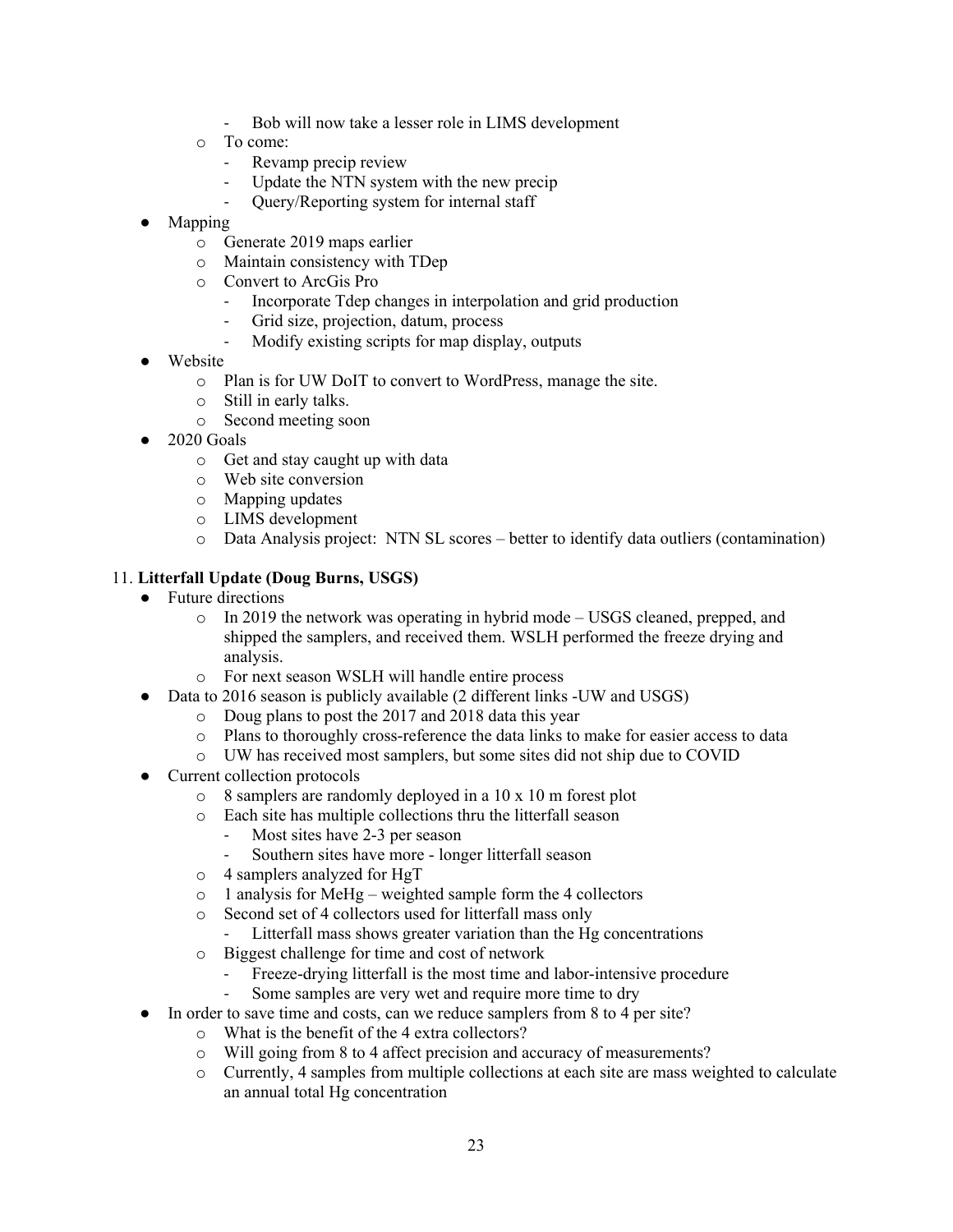- Bob will now take a lesser role in LIMS development
- To come:
  - Revamp precip review
  - Update the NTN system with the new precip
  - Query/Reporting system for internal staff

- Mapping
  - Generate 2019 maps earlier
  - Maintain consistency with TDep
  - Convert to ArcGis Pro
    - Incorporate Tdep changes in interpolation and grid production
    - Grid size, projection, datum, process
    - Modify existing scripts for map display, outputs
- Website
  - Plan is for UW DoIT to convert to WordPress, manage the site.
  - Still in early talks.
  - Second meeting soon
- 2020 Goals
  - Get and stay caught up with data
  - Web site conversion
  - Mapping updates
  - LIMS development
  - Data Analysis project: NTN SL scores – better to identify data outliers (contamination)

11. **Litterfall Update (Doug Burns, USGS)**

- Future directions
  - In 2019 the network was operating in hybrid mode – USGS cleaned, prepped, and shipped the samplers, and received them. WSLH performed the freeze drying and analysis.
  - For next season WSLH will handle entire process
- Data to 2016 season is publicly available (2 different links -UW and USGS)
  - Doug plans to post the 2017 and 2018 data this year
  - Plans to thoroughly cross-reference the data links to make for easier access to data
  - UW has received most samplers, but some sites did not ship due to COVID
- Current collection protocols
  - 8 samplers are randomly deployed in a 10 x 10 m forest plot
  - Each site has multiple collections thru the litterfall season
    - Most sites have 2-3 per season
    - Southern sites have more - longer litterfall season
  - 4 samplers analyzed for HgT
  - 1 analysis for MeHg – weighted sample form the 4 collectors
  - Second set of 4 collectors used for litterfall mass only
    - Litterfall mass shows greater variation than the Hg concentrations
  - Biggest challenge for time and cost of network
    - Freeze-drying litterfall is the most time and labor-intensive procedure
    - Some samples are very wet and require more time to dry
- In order to save time and costs, can we reduce samplers from 8 to 4 per site?
  - What is the benefit of the 4 extra collectors?
  - Will going from 8 to 4 affect precision and accuracy of measurements?
  - Currently, 4 samples from multiple collections at each site are mass weighted to calculate an annual total Hg concentration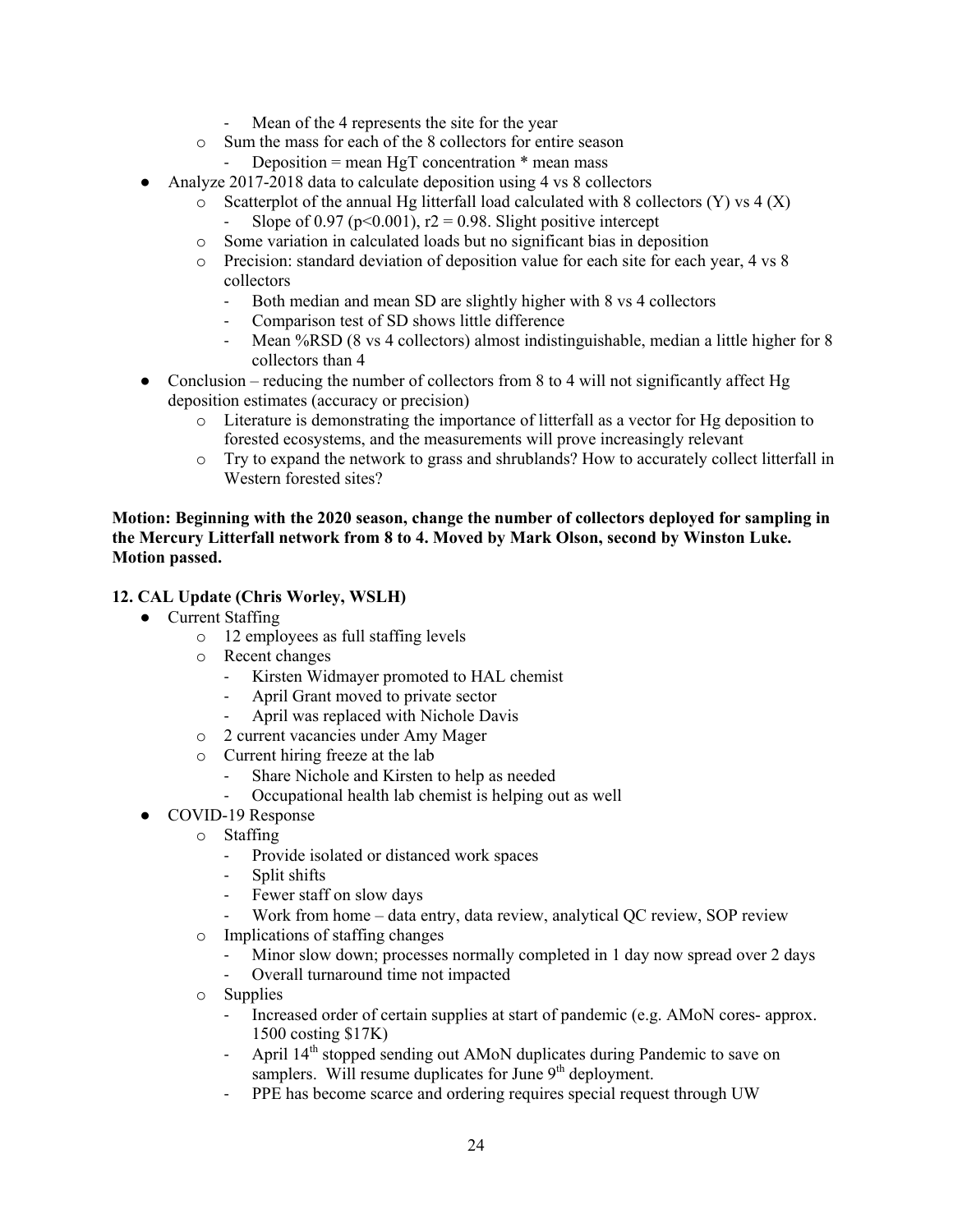- Mean of the 4 represents the site for the year
  - Sum the mass for each of the 8 collectors for entire season
    - Deposition = mean HgT concentration * mean mass
- Analyze 2017-2018 data to calculate deposition using 4 vs 8 collectors
  - Scatterplot of the annual Hg litterfall load calculated with 8 collectors (Y) vs 4 (X)
    - Slope of 0.97 ($p<0.001$), $r2 = 0.98$. Slight positive intercept
  - Some variation in calculated loads but no significant bias in deposition
  - Precision: standard deviation of deposition value for each site for each year, 4 vs 8 collectors
    - Both median and mean SD are slightly higher with 8 vs 4 collectors
    - Comparison test of SD shows little difference
    - Mean %RSD (8 vs 4 collectors) almost indistinguishable, median a little higher for 8 collectors than 4
- Conclusion – reducing the number of collectors from 8 to 4 will not significantly affect Hg deposition estimates (accuracy or precision)
  - Literature is demonstrating the importance of litterfall as a vector for Hg deposition to forested ecosystems, and the measurements will prove increasingly relevant
  - Try to expand the network to grass and shrublands? How to accurately collect litterfall in Western forested sites?

**Motion: Beginning with the 2020 season, change the number of collectors deployed for sampling in the Mercury Litterfall network from 8 to 4. Moved by Mark Olson, second by Winston Luke. Motion passed.**

**12. CAL Update (Chris Worley, WSLH)**

- Current Staffing
  - 12 employees as full staffing levels
  - Recent changes
    - Kirsten Widmayer promoted to HAL chemist
    - April Grant moved to private sector
    - April was replaced with Nichole Davis
  - 2 current vacancies under Amy Mager
  - Current hiring freeze at the lab
    - Share Nichole and Kirsten to help as needed
    - Occupational health lab chemist is helping out as well
- COVID-19 Response
  - Staffing
    - Provide isolated or distanced work spaces
    - Split shifts
    - Fewer staff on slow days
    - Work from home – data entry, data review, analytical QC review, SOP review
  - Implications of staffing changes
    - Minor slow down; processes normally completed in 1 day now spread over 2 days
    - Overall turnaround time not impacted
  - Supplies
    - Increased order of certain supplies at start of pandemic (e.g. AMoN cores- approx. 1500 costing $17K)
    - April 14th stopped sending out AMoN duplicates during Pandemic to save on samplers. Will resume duplicates for June 9th deployment.
    - PPE has become scarce and ordering requires special request through UW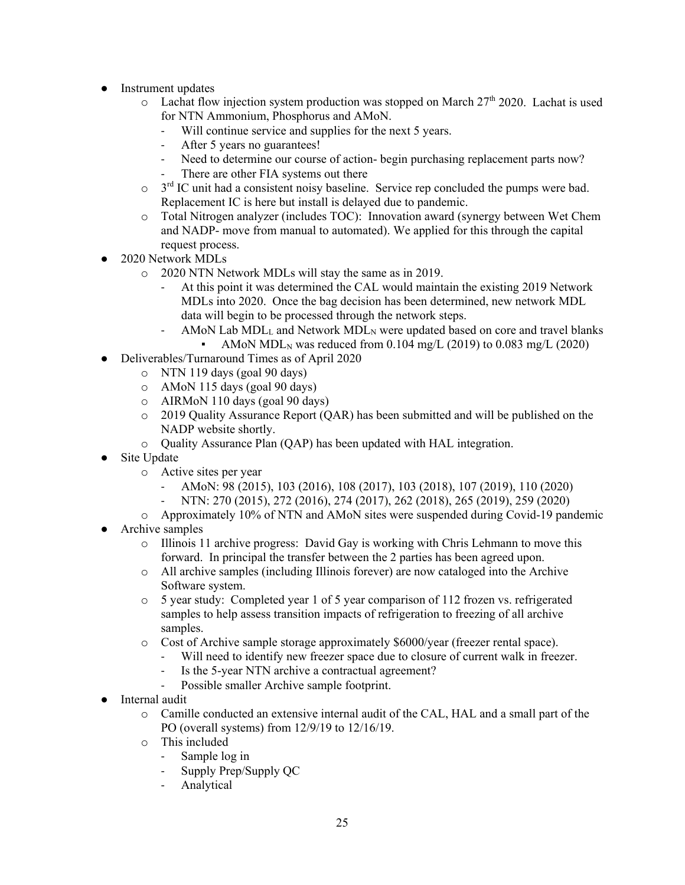- Instrument updates
  - Lachat flow injection system production was stopped on March 27th 2020. Lachat is used for NTN Ammonium, Phosphorus and AMoN.
    - Will continue service and supplies for the next 5 years.
    - After 5 years no guarantees!
    - Need to determine our course of action- begin purchasing replacement parts now?
    - There are other FIA systems out there
  - 3rd IC unit had a consistent noisy baseline. Service rep concluded the pumps were bad. Replacement IC is here but install is delayed due to pandemic.
  - Total Nitrogen analyzer (includes TOC): Innovation award (synergy between Wet Chem and NADP- move from manual to automated). We applied for this through the capital request process.
- 2020 Network MDLs
  - 2020 NTN Network MDLs will stay the same as in 2019.
    - At this point it was determined the CAL would maintain the existing 2019 Network MDLs into 2020. Once the bag decision has been determined, new network MDL data will begin to be processed through the network steps.
    - AMoN Lab $MDL_L$ and Network $MDL_N$ were updated based on core and travel blanks
      - AMoN $MDL_N$ was reduced from 0.104 mg/L (2019) to 0.083 mg/L (2020)
- Deliverables/Turnaround Times as of April 2020
  - NTN 119 days (goal 90 days)
  - AMoN 115 days (goal 90 days)
  - AIRMoN 110 days (goal 90 days)
  - 2019 Quality Assurance Report (QAR) has been submitted and will be published on the NADP website shortly.
  - Quality Assurance Plan (QAP) has been updated with HAL integration.
- Site Update
  - Active sites per year
    - AMoN: 98 (2015), 103 (2016), 108 (2017), 103 (2018), 107 (2019), 110 (2020)
    - NTN: 270 (2015), 272 (2016), 274 (2017), 262 (2018), 265 (2019), 259 (2020)
  - Approximately 10% of NTN and AMoN sites were suspended during Covid-19 pandemic
- Archive samples
  - Illinois 11 archive progress: David Gay is working with Chris Lehmann to move this forward. In principal the transfer between the 2 parties has been agreed upon.
  - All archive samples (including Illinois forever) are now cataloged into the Archive Software system.
  - 5 year study: Completed year 1 of 5 year comparison of 112 frozen vs. refrigerated samples to help assess transition impacts of refrigeration to freezing of all archive samples.
  - Cost of Archive sample storage approximately $6000/year (freezer rental space).
    - Will need to identify new freezer space due to closure of current walk in freezer.
    - Is the 5-year NTN archive a contractual agreement?
    - Possible smaller Archive sample footprint.
- Internal audit
  - Camille conducted an extensive internal audit of the CAL, HAL and a small part of the PO (overall systems) from 12/9/19 to 12/16/19.
  - This included
    - Sample log in
    - Supply Prep/Supply QC
    - Analytical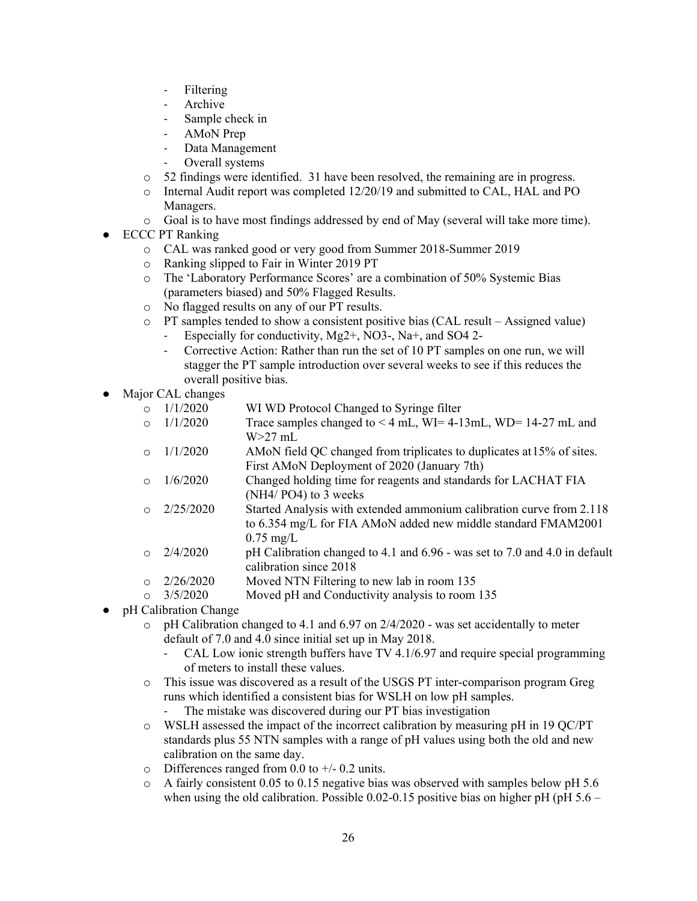- Filtering
- Archive
- Sample check in
- AMoN Prep
- Data Management
- Overall systems

  - 52 findings were identified. 31 have been resolved, the remaining are in progress.
  - Internal Audit report was completed 12/20/19 and submitted to CAL, HAL and PO Managers.
  - Goal is to have most findings addressed by end of May (several will take more time).

- ECCC PT Ranking
  - CAL was ranked good or very good from Summer 2018-Summer 2019
  - Ranking slipped to Fair in Winter 2019 PT
  - The 'Laboratory Performance Scores' are a combination of 50% Systemic Bias (parameters biased) and 50% Flagged Results.
  - No flagged results on any of our PT results.
  - PT samples tended to show a consistent positive bias (CAL result – Assigned value)
    - Especially for conductivity, $Mg^{2+}$, $NO_3^-$, $Na^+$, and $SO_4^{2-}$
    - Corrective Action: Rather than run the set of 10 PT samples on one run, we will stagger the PT sample introduction over several weeks to see if this reduces the overall positive bias.
- Major CAL changes
  - 1/1/2020 WI WD Protocol Changed to Syringe filter
  - 1/1/2020 Trace samples changed to < 4 mL, WI= 4-13mL, WD= 14-27 mL and W>27 mL
  - 1/1/2020 AMoN field QC changed from triplicates to duplicates at15% of sites. First AMoN Deployment of 2020 (January 7th)
  - 1/6/2020 Changed holding time for reagents and standards for LACHAT FIA (NH4/ PO4) to 3 weeks
  - 2/25/2020 Started Analysis with extended ammonium calibration curve from 2.118 to 6.354 mg/L for FIA AMoN added new middle standard FMAM2001 0.75 mg/L
  - 2/4/2020 pH Calibration changed to 4.1 and 6.96 - was set to 7.0 and 4.0 in default calibration since 2018
  - 2/26/2020 Moved NTN Filtering to new lab in room 135
  - 3/5/2020 Moved pH and Conductivity analysis to room 135
- pH Calibration Change
  - pH Calibration changed to 4.1 and 6.97 on 2/4/2020 - was set accidentally to meter default of 7.0 and 4.0 since initial set up in May 2018.
    - CAL Low ionic strength buffers have TV 4.1/6.97 and require special programming of meters to install these values.
  - This issue was discovered as a result of the USGS PT inter-comparison program Greg runs which identified a consistent bias for WSLH on low pH samples.
    - The mistake was discovered during our PT bias investigation
  - WSLH assessed the impact of the incorrect calibration by measuring pH in 19 QC/PT standards plus 55 NTN samples with a range of pH values using both the old and new calibration on the same day.
  - Differences ranged from 0.0 to +/- 0.2 units.
  - A fairly consistent 0.05 to 0.15 negative bias was observed with samples below pH 5.6 when using the old calibration. Possible 0.02-0.15 positive bias on higher pH (pH 5.6 –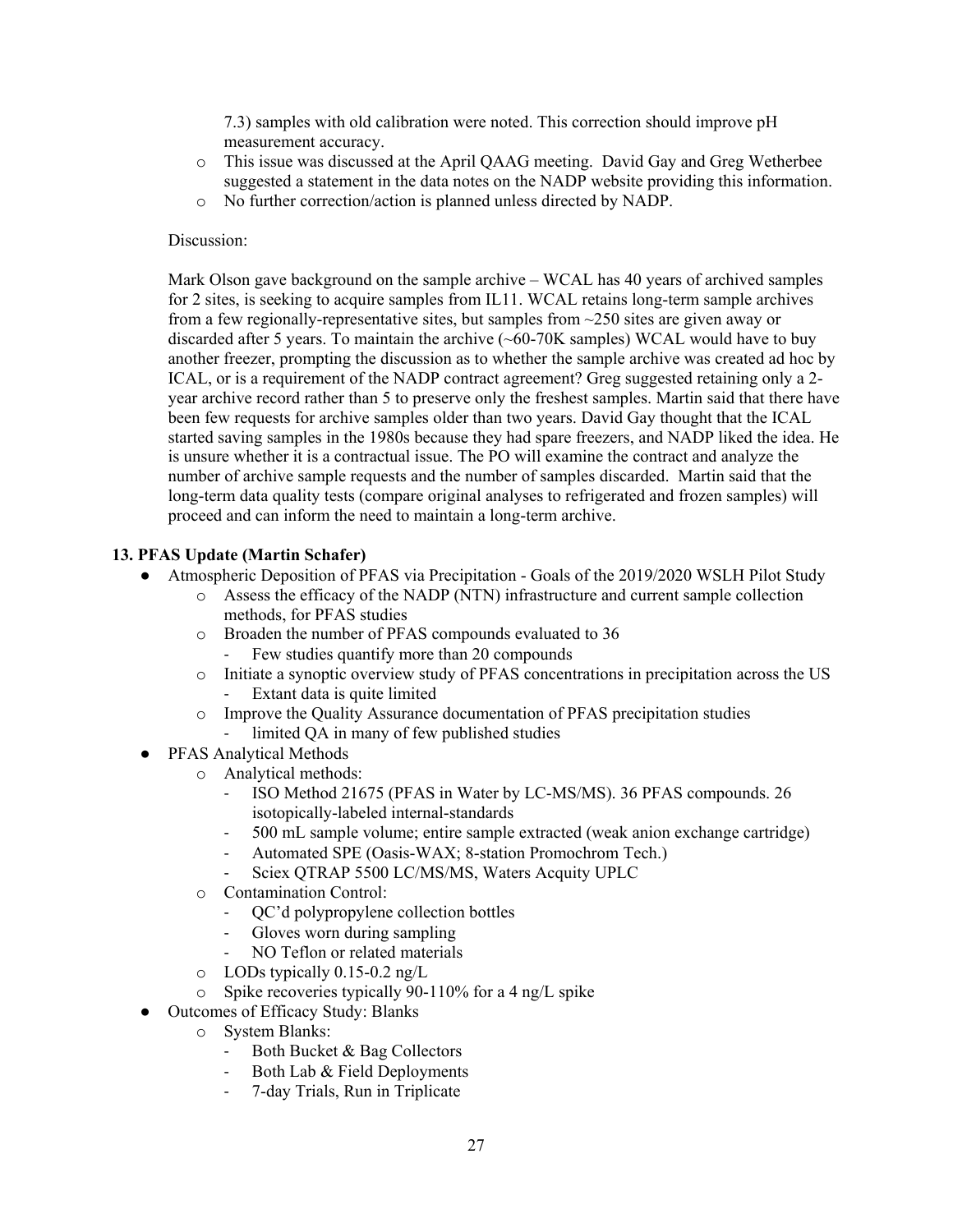7.3) samples with old calibration were noted. This correction should improve pH measurement accuracy.
- This issue was discussed at the April QAAG meeting. David Gay and Greg Wetherbee suggested a statement in the data notes on the NADP website providing this information.
- No further correction/action is planned unless directed by NADP.

Discussion:

Mark Olson gave background on the sample archive – WCAL has 40 years of archived samples for 2 sites, is seeking to acquire samples from IL11. WCAL retains long-term sample archives from a few regionally-representative sites, but samples from ~250 sites are given away or discarded after 5 years. To maintain the archive (~60-70K samples) WCAL would have to buy another freezer, prompting the discussion as to whether the sample archive was created ad hoc by ICAL, or is a requirement of the NADP contract agreement? Greg suggested retaining only a 2-year archive record rather than 5 to preserve only the freshest samples. Martin said that there have been few requests for archive samples older than two years. David Gay thought that the ICAL started saving samples in the 1980s because they had spare freezers, and NADP liked the idea. He is unsure whether it is a contractual issue. The PO will examine the contract and analyze the number of archive sample requests and the number of samples discarded. Martin said that the long-term data quality tests (compare original analyses to refrigerated and frozen samples) will proceed and can inform the need to maintain a long-term archive.

**13. PFAS Update (Martin Schafer)**

- Atmospheric Deposition of PFAS via Precipitation - Goals of the 2019/2020 WSLH Pilot Study
  - Assess the efficacy of the NADP (NTN) infrastructure and current sample collection methods, for PFAS studies
  - Broaden the number of PFAS compounds evaluated to 36
    - Few studies quantify more than 20 compounds
  - Initiate a synoptic overview study of PFAS concentrations in precipitation across the US
    - Extant data is quite limited
  - Improve the Quality Assurance documentation of PFAS precipitation studies
    - limited QA in many of few published studies
- PFAS Analytical Methods
  - Analytical methods:
    - ISO Method 21675 (PFAS in Water by LC-MS/MS). 36 PFAS compounds. 26 isotopically-labeled internal-standards
    - 500 mL sample volume; entire sample extracted (weak anion exchange cartridge)
    - Automated SPE (Oasis-WAX; 8-station Promochrom Tech.)
    - Sciex QTRAP 5500 LC/MS/MS, Waters Acquity UPLC
  - Contamination Control:
    - QC'd polypropylene collection bottles
    - Gloves worn during sampling
    - NO Teflon or related materials
  - LODs typically 0.15-0.2 ng/L
  - Spike recoveries typically 90-110% for a 4 ng/L spike
- Outcomes of Efficacy Study: Blanks
  - System Blanks:
    - Both Bucket & Bag Collectors
    - Both Lab & Field Deployments
    - 7-day Trials, Run in Triplicate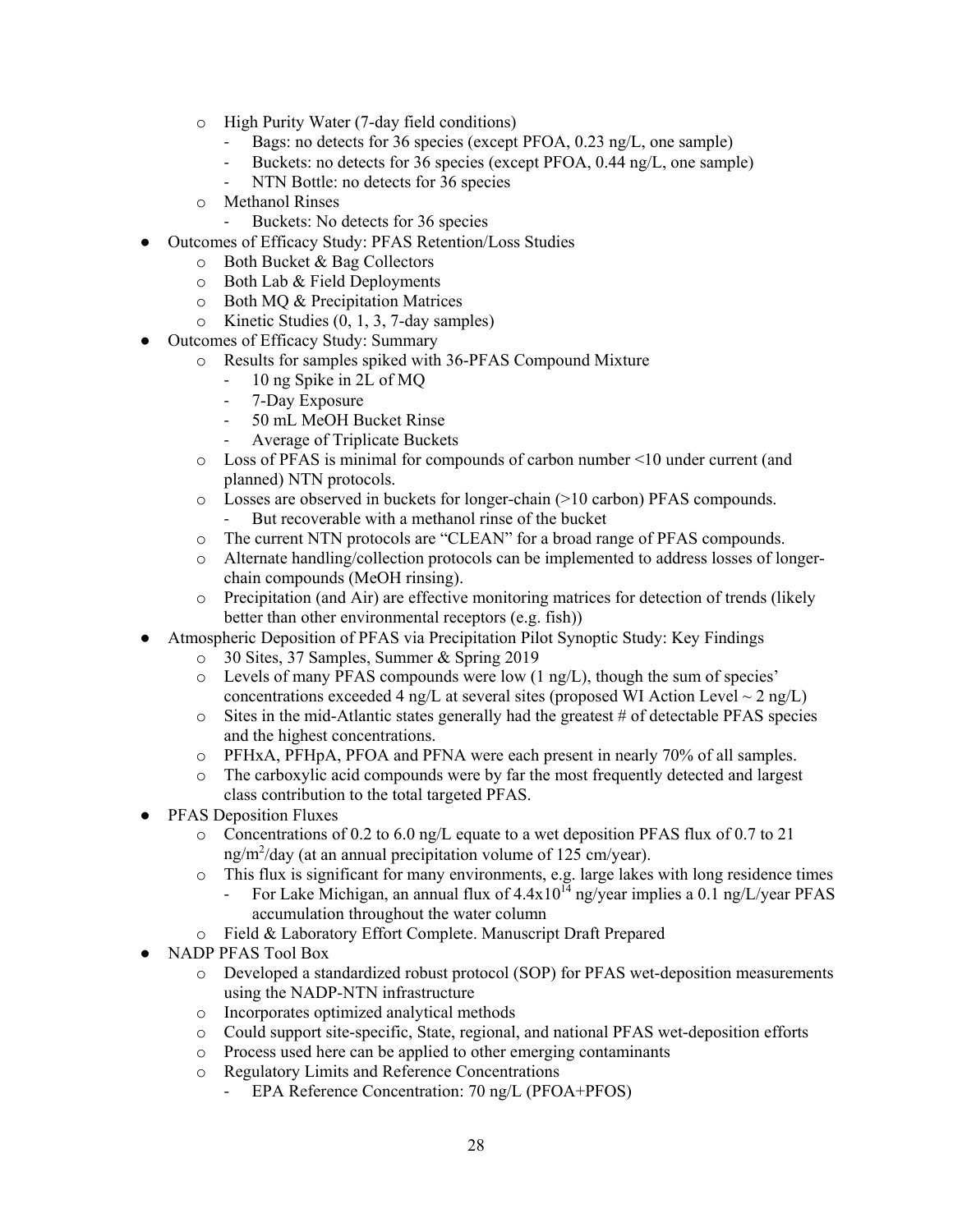- High Purity Water (7-day field conditions)
  - Bags: no detects for 36 species (except PFOA, 0.23 ng/L, one sample)
  - Buckets: no detects for 36 species (except PFOA, 0.44 ng/L, one sample)
  - NTN Bottle: no detects for 36 species
- Methanol Rinses
  - Buckets: No detects for 36 species

- Outcomes of Efficacy Study: PFAS Retention/Loss Studies
  - Both Bucket & Bag Collectors
  - Both Lab & Field Deployments
  - Both MQ & Precipitation Matrices
  - Kinetic Studies (0, 1, 3, 7-day samples)
- Outcomes of Efficacy Study: Summary
  - Results for samples spiked with 36-PFAS Compound Mixture
    - 10 ng Spike in 2L of MQ
    - 7-Day Exposure
    - 50 mL MeOH Bucket Rinse
    - Average of Triplicate Buckets
  - Loss of PFAS is minimal for compounds of carbon number <10 under current (and planned) NTN protocols.
  - Losses are observed in buckets for longer-chain (>10 carbon) PFAS compounds.
    - But recoverable with a methanol rinse of the bucket
  - The current NTN protocols are "CLEAN" for a broad range of PFAS compounds.
  - Alternate handling/collection protocols can be implemented to address losses of longer-chain compounds (MeOH rinsing).
  - Precipitation (and Air) are effective monitoring matrices for detection of trends (likely better than other environmental receptors (e.g. fish))
- Atmospheric Deposition of PFAS via Precipitation Pilot Synoptic Study: Key Findings
  - 30 Sites, 37 Samples, Summer & Spring 2019
  - Levels of many PFAS compounds were low (1 ng/L), though the sum of species' concentrations exceeded 4 ng/L at several sites (proposed WI Action Level ~ 2 ng/L)
  - Sites in the mid-Atlantic states generally had the greatest # of detectable PFAS species and the highest concentrations.
  - PFHxA, PFHpA, PFOA and PFNA were each present in nearly 70% of all samples.
  - The carboxylic acid compounds were by far the most frequently detected and largest class contribution to the total targeted PFAS.
- PFAS Deposition Fluxes
  - Concentrations of 0.2 to 6.0 ng/L equate to a wet deposition PFAS flux of 0.7 to 21 $ng/m^2/day$ (at an annual precipitation volume of 125 cm/year).
  - This flux is significant for many environments, e.g. large lakes with long residence times
    - For Lake Michigan, an annual flux of $4.4x10^{14}$ ng/year implies a 0.1 ng/L/year PFAS accumulation throughout the water column
  - Field & Laboratory Effort Complete. Manuscript Draft Prepared
- NADP PFAS Tool Box
  - Developed a standardized robust protocol (SOP) for PFAS wet-deposition measurements using the NADP-NTN infrastructure
  - Incorporates optimized analytical methods
  - Could support site-specific, State, regional, and national PFAS wet-deposition efforts
  - Process used here can be applied to other emerging contaminants
  - Regulatory Limits and Reference Concentrations
    - EPA Reference Concentration: 70 ng/L (PFOA+PFOS)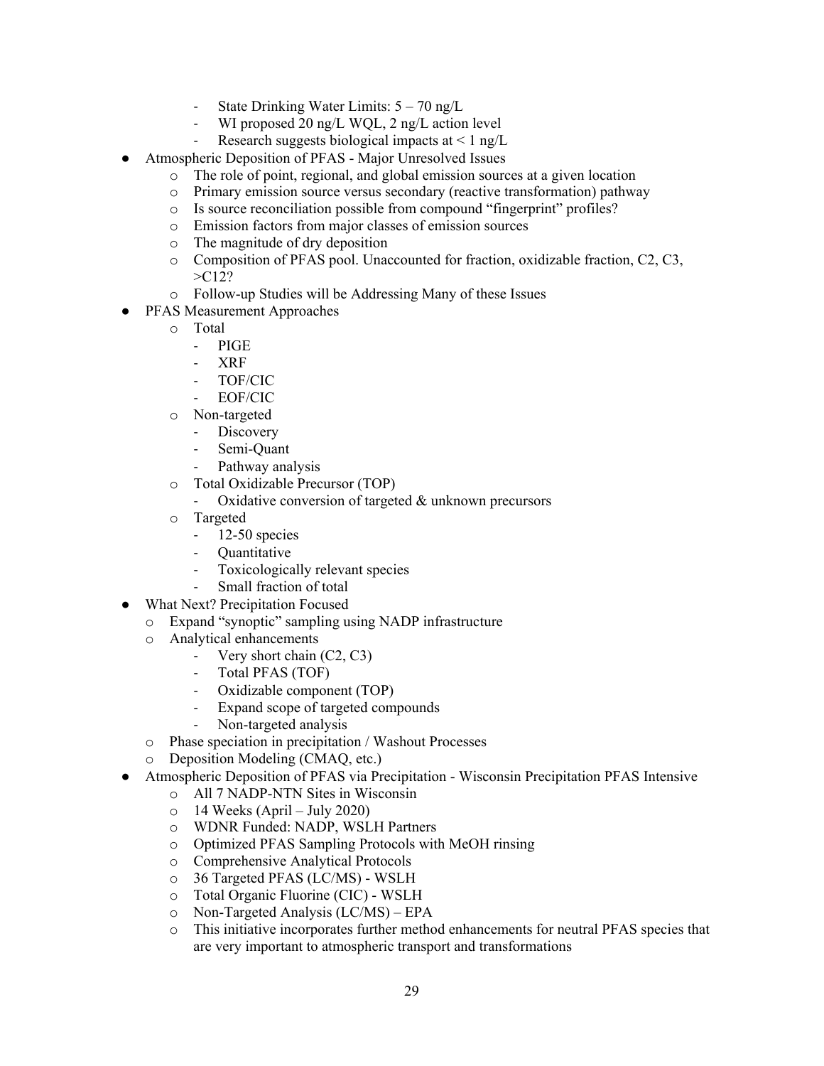- State Drinking Water Limits: 5 – 70 ng/L
- WI proposed 20 ng/L WQL, 2 ng/L action level
- Research suggests biological impacts at < 1 ng/L

- Atmospheric Deposition of PFAS - Major Unresolved Issues
  - The role of point, regional, and global emission sources at a given location
  - Primary emission source versus secondary (reactive transformation) pathway
  - Is source reconciliation possible from compound "fingerprint" profiles?
  - Emission factors from major classes of emission sources
  - The magnitude of dry deposition
  - Composition of PFAS pool. Unaccounted for fraction, oxidizable fraction, C2, C3, >C12?
  - Follow-up Studies will be Addressing Many of these Issues
- PFAS Measurement Approaches
  - Total
    - PIGE
    - XRF
    - TOF/CIC
    - EOF/CIC
  - Non-targeted
    - Discovery
    - Semi-Quant
    - Pathway analysis
  - Total Oxidizable Precursor (TOP)
    - Oxidative conversion of targeted & unknown precursors
  - Targeted
    - 12-50 species
    - Quantitative
    - Toxicologically relevant species
    - Small fraction of total
- What Next? Precipitation Focused
  - Expand "synoptic" sampling using NADP infrastructure
  - Analytical enhancements
    - Very short chain (C2, C3)
    - Total PFAS (TOF)
    - Oxidizable component (TOP)
    - Expand scope of targeted compounds
    - Non-targeted analysis
  - Phase speciation in precipitation / Washout Processes
  - Deposition Modeling (CMAQ, etc.)
- Atmospheric Deposition of PFAS via Precipitation - Wisconsin Precipitation PFAS Intensive
  - All 7 NADP-NTN Sites in Wisconsin
  - 14 Weeks (April – July 2020)
  - WDNR Funded: NADP, WSLH Partners
  - Optimized PFAS Sampling Protocols with MeOH rinsing
  - Comprehensive Analytical Protocols
  - 36 Targeted PFAS (LC/MS) - WSLH
  - Total Organic Fluorine (CIC) - WSLH
  - Non-Targeted Analysis (LC/MS) – EPA
  - This initiative incorporates further method enhancements for neutral PFAS species that are very important to atmospheric transport and transformations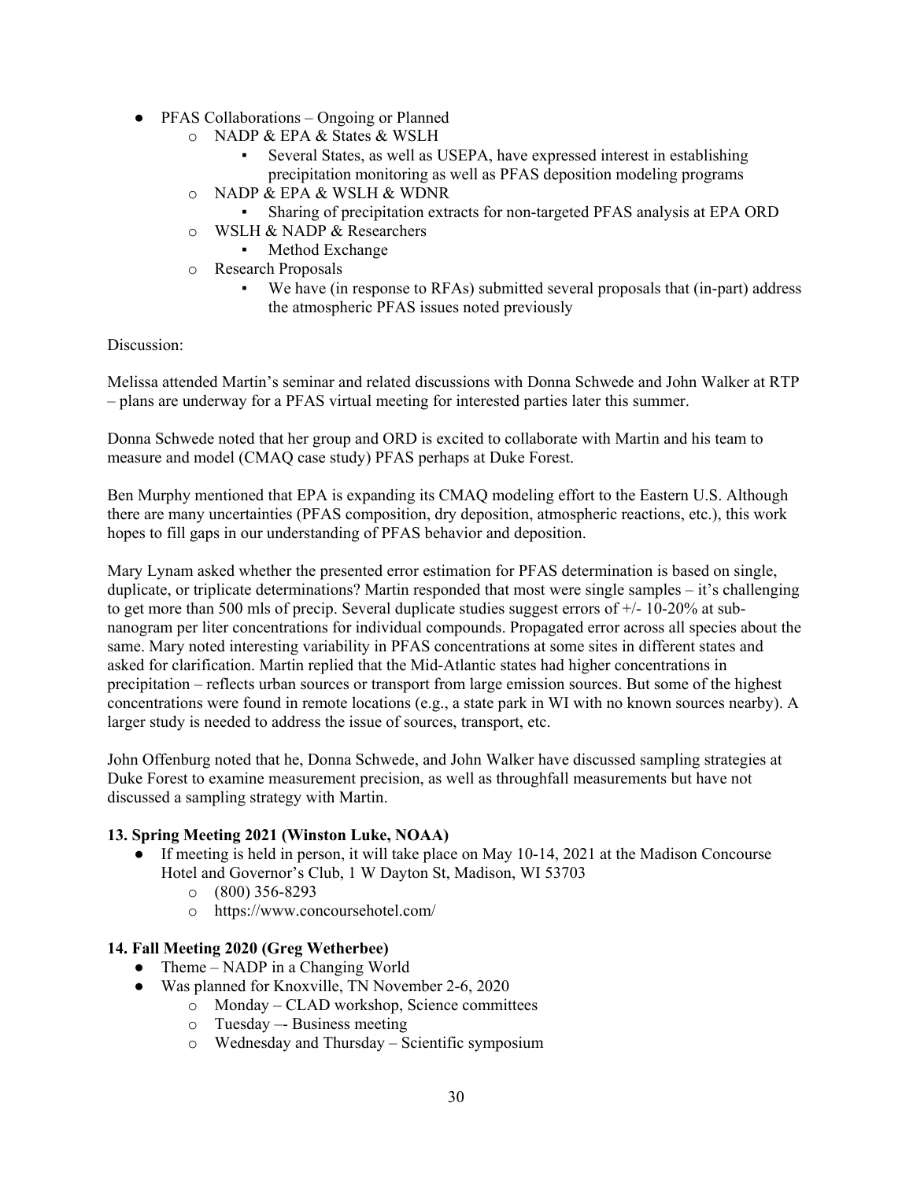- PFAS Collaborations – Ongoing or Planned
  - NADP & EPA & States & WSLH
    - Several States, as well as USEPA, have expressed interest in establishing precipitation monitoring as well as PFAS deposition modeling programs
  - NADP & EPA & WSLH & WDNR
    - Sharing of precipitation extracts for non-targeted PFAS analysis at EPA ORD
  - WSLH & NADP & Researchers
    - Method Exchange
  - Research Proposals
    - We have (in response to RFAs) submitted several proposals that (in-part) address the atmospheric PFAS issues noted previously

Discussion:

Melissa attended Martin's seminar and related discussions with Donna Schwede and John Walker at RTP – plans are underway for a PFAS virtual meeting for interested parties later this summer.

Donna Schwede noted that her group and ORD is excited to collaborate with Martin and his team to measure and model (CMAQ case study) PFAS perhaps at Duke Forest.

Ben Murphy mentioned that EPA is expanding its CMAQ modeling effort to the Eastern U.S. Although there are many uncertainties (PFAS composition, dry deposition, atmospheric reactions, etc.), this work hopes to fill gaps in our understanding of PFAS behavior and deposition.

Mary Lynam asked whether the presented error estimation for PFAS determination is based on single, duplicate, or triplicate determinations? Martin responded that most were single samples – it's challenging to get more than 500 mls of precip. Several duplicate studies suggest errors of +/- 10-20% at sub-nanogram per liter concentrations for individual compounds. Propagated error across all species about the same. Mary noted interesting variability in PFAS concentrations at some sites in different states and asked for clarification. Martin replied that the Mid-Atlantic states had higher concentrations in precipitation – reflects urban sources or transport from large emission sources. But some of the highest concentrations were found in remote locations (e.g., a state park in WI with no known sources nearby). A larger study is needed to address the issue of sources, transport, etc.

John Offenburg noted that he, Donna Schwede, and John Walker have discussed sampling strategies at Duke Forest to examine measurement precision, as well as throughfall measurements but have not discussed a sampling strategy with Martin.

**13. Spring Meeting 2021 (Winston Luke, NOAA)**

- If meeting is held in person, it will take place on May 10-14, 2021 at the Madison Concourse Hotel and Governor's Club, 1 W Dayton St, Madison, WI 53703
  - (800) 356-8293
  - https://www.concoursehotel.com/

**14. Fall Meeting 2020 (Greg Wetherbee)**

- Theme – NADP in a Changing World
- Was planned for Knoxville, TN November 2-6, 2020
  - Monday – CLAD workshop, Science committees
  - Tuesday –- Business meeting
  - Wednesday and Thursday – Scientific symposium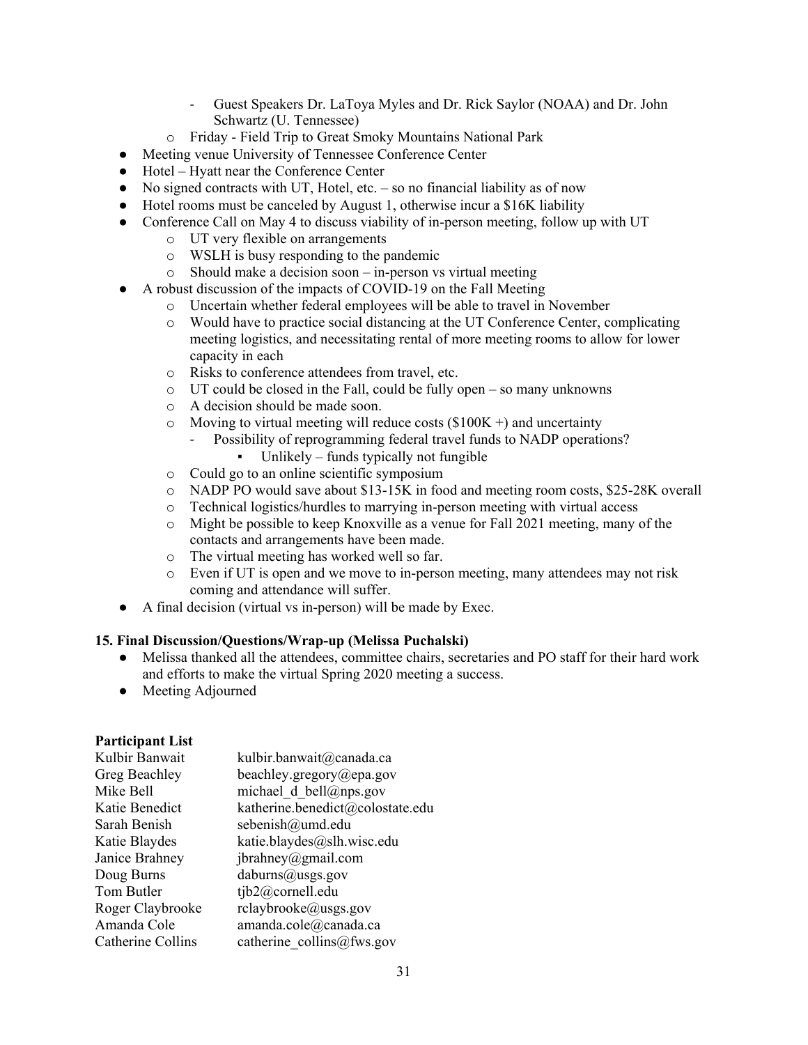- Guest Speakers Dr. LaToya Myles and Dr. Rick Saylor (NOAA) and Dr. John Schwartz (U. Tennessee)
  - Friday - Field Trip to Great Smoky Mountains National Park
- Meeting venue University of Tennessee Conference Center
- Hotel – Hyatt near the Conference Center
- No signed contracts with UT, Hotel, etc. – so no financial liability as of now
- Hotel rooms must be canceled by August 1, otherwise incur a $16K liability
- Conference Call on May 4 to discuss viability of in-person meeting, follow up with UT
  - UT very flexible on arrangements
  - WSLH is busy responding to the pandemic
  - Should make a decision soon – in-person vs virtual meeting
- A robust discussion of the impacts of COVID-19 on the Fall Meeting
  - Uncertain whether federal employees will be able to travel in November
  - Would have to practice social distancing at the UT Conference Center, complicating meeting logistics, and necessitating rental of more meeting rooms to allow for lower capacity in each
  - Risks to conference attendees from travel, etc.
  - UT could be closed in the Fall, could be fully open – so many unknowns
  - A decision should be made soon.
  - Moving to virtual meeting will reduce costs ($100K +) and uncertainty
    - Possibility of reprogramming federal travel funds to NADP operations?
      - Unlikely – funds typically not fungible
  - Could go to an online scientific symposium
  - NADP PO would save about $13-15K in food and meeting room costs, $25-28K overall
  - Technical logistics/hurdles to marrying in-person meeting with virtual access
  - Might be possible to keep Knoxville as a venue for Fall 2021 meeting, many of the contacts and arrangements have been made.
  - The virtual meeting has worked well so far.
  - Even if UT is open and we move to in-person meeting, many attendees may not risk coming and attendance will suffer.
- A final decision (virtual vs in-person) will be made by Exec.

**15. Final Discussion/Questions/Wrap-up (Melissa Puchalski)**

- Melissa thanked all the attendees, committee chairs, secretaries and PO staff for their hard work and efforts to make the virtual Spring 2020 meeting a success.
- Meeting Adjourned

**Participant List**

| | |
|---|---|
| Kulbir Banwait | kulbir.banwait@canada.ca |
| Greg Beachley | beachley.gregory@epa.gov |
| Mike Bell | michael_d_bell@nps.gov |
| Katie Benedict | katherine.benedict@colostate.edu |
| Sarah Benish | sebenish@umd.edu |
| Katie Blaydes | katie.blaydes@slh.wisc.edu |
| Janice Brahney | jbrahney@gmail.com |
| Doug Burns | daburns@usgs.gov |
| Tom Butler | tjb2@cornell.edu |
| Roger Claybrooke | rclaybrooke@usgs.gov |
| Amanda Cole | amanda.cole@canada.ca |
| Catherine Collins | catherine_collins@fws.gov |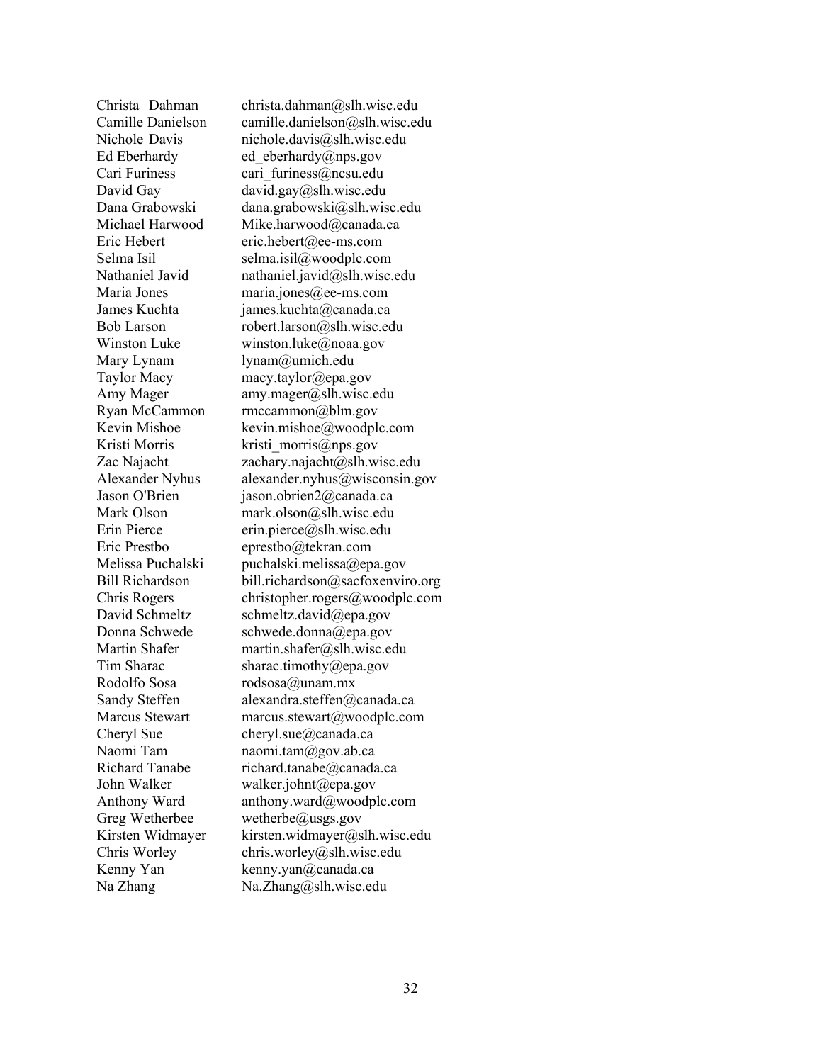| | |
|---|---|
| Christa Dahman | christa.dahman@slh.wisc.edu |
| Camille Danielson | camille.danielson@slh.wisc.edu |
| Nichole Davis | nichole.davis@slh.wisc.edu |
| Ed Eberhardy | ed_eberhardy@nps.gov |
| Cari Furiness | cari_furiness@ncsu.edu |
| David Gay | david.gay@slh.wisc.edu |
| Dana Grabowski | dana.grabowski@slh.wisc.edu |
| Michael Harwood | Mike.harwood@canada.ca |
| Eric Hebert | eric.hebert@ee-ms.com |
| Selma Isil | selma.isil@woodplc.com |
| Nathaniel Javid | nathaniel.javid@slh.wisc.edu |
| Maria Jones | maria.jones@ee-ms.com |
| James Kuchta | james.kuchta@canada.ca |
| Bob Larson | robert.larson@slh.wisc.edu |
| Winston Luke | winston.luke@noaa.gov |
| Mary Lynam | lynam@umich.edu |
| Taylor Macy | macy.taylor@epa.gov |
| Amy Mager | amy.mager@slh.wisc.edu |
| Ryan McCammon | rmccammon@blm.gov |
| Kevin Mishoe | kevin.mishoe@woodplc.com |
| Kristi Morris | kristi_morris@nps.gov |
| Zac Najacht | zachary.najacht@slh.wisc.edu |
| Alexander Nyhus | alexander.nyhus@wisconsin.gov |
| Jason O'Brien | jason.obrien2@canada.ca |
| Mark Olson | mark.olson@slh.wisc.edu |
| Erin Pierce | erin.pierce@slh.wisc.edu |
| Eric Prestbo | eprestbo@tekran.com |
| Melissa Puchalski | puchalski.melissa@epa.gov |
| Bill Richardson | bill.richardson@sacfoxenviro.org |
| Chris Rogers | christopher.rogers@woodplc.com |
| David Schmeltz | schmeltz.david@epa.gov |
| Donna Schwede | schwede.donna@epa.gov |
| Martin Shafer | martin.shafer@slh.wisc.edu |
| Tim Sharac | sharac.timothy@epa.gov |
| Rodolfo Sosa | rodsosa@unam.mx |
| Sandy Steffen | alexandra.steffen@canada.ca |
| Marcus Stewart | marcus.stewart@woodplc.com |
| Cheryl Sue | cheryl.sue@canada.ca |
| Naomi Tam | naomi.tam@gov.ab.ca |
| Richard Tanabe | richard.tanabe@canada.ca |
| John Walker | walker.johnt@epa.gov |
| Anthony Ward | anthony.ward@woodplc.com |
| Greg Wetherbee | wetherbe@usgs.gov |
| Kirsten Widmayer | kirsten.widmayer@slh.wisc.edu |
| Chris Worley | chris.worley@slh.wisc.edu |
| Kenny Yan | kenny.yan@canada.ca |
| Na Zhang | Na.Zhang@slh.wisc.edu |